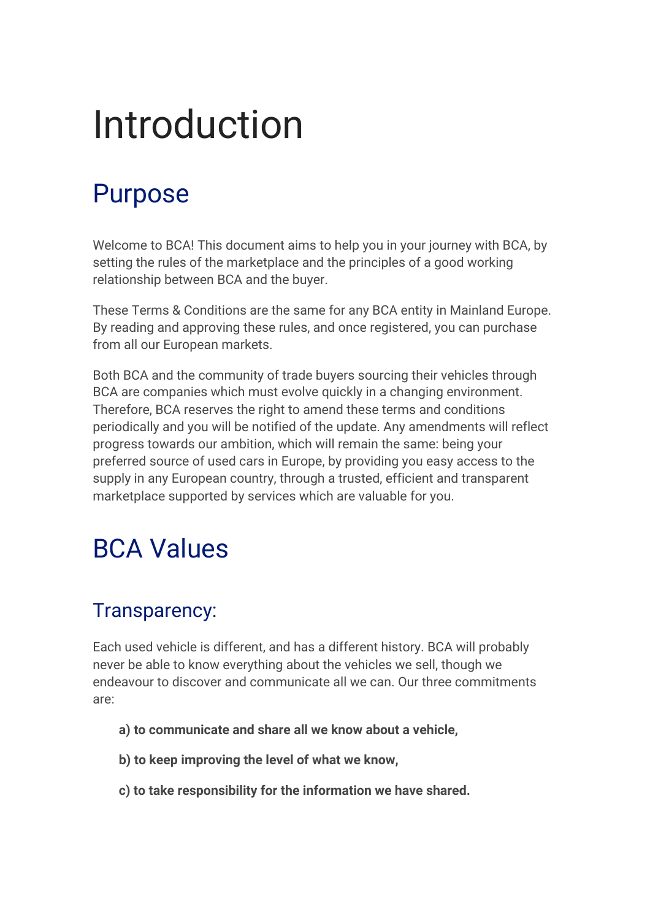# Introduction

## Purpose

Welcome to BCA! This document aims to help you in your journey with BCA, by setting the rules of the marketplace and the principles of a good working relationship between BCA and the buyer.

These Terms & Conditions are the same for any BCA entity in Mainland Europe. By reading and approving these rules, and once registered, you can purchase from all our European markets.

Both BCA and the community of trade buyers sourcing their vehicles through BCA are companies which must evolve quickly in a changing environment. Therefore, BCA reserves the right to amend these terms and conditions periodically and you will be notified of the update. Any amendments will reflect progress towards our ambition, which will remain the same: being your preferred source of used cars in Europe, by providing you easy access to the supply in any European country, through a trusted, efficient and transparent marketplace supported by services which are valuable for you.

## BCA Values

### Transparency:

Each used vehicle is different, and has a different history. BCA will probably never be able to know everything about the vehicles we sell, though we endeavour to discover and communicate all we can. Our three commitments are:

**a) to communicate and share all we know about a vehicle,**

**b) to keep improving the level of what we know,**

**c) to take responsibility for the information we have shared.**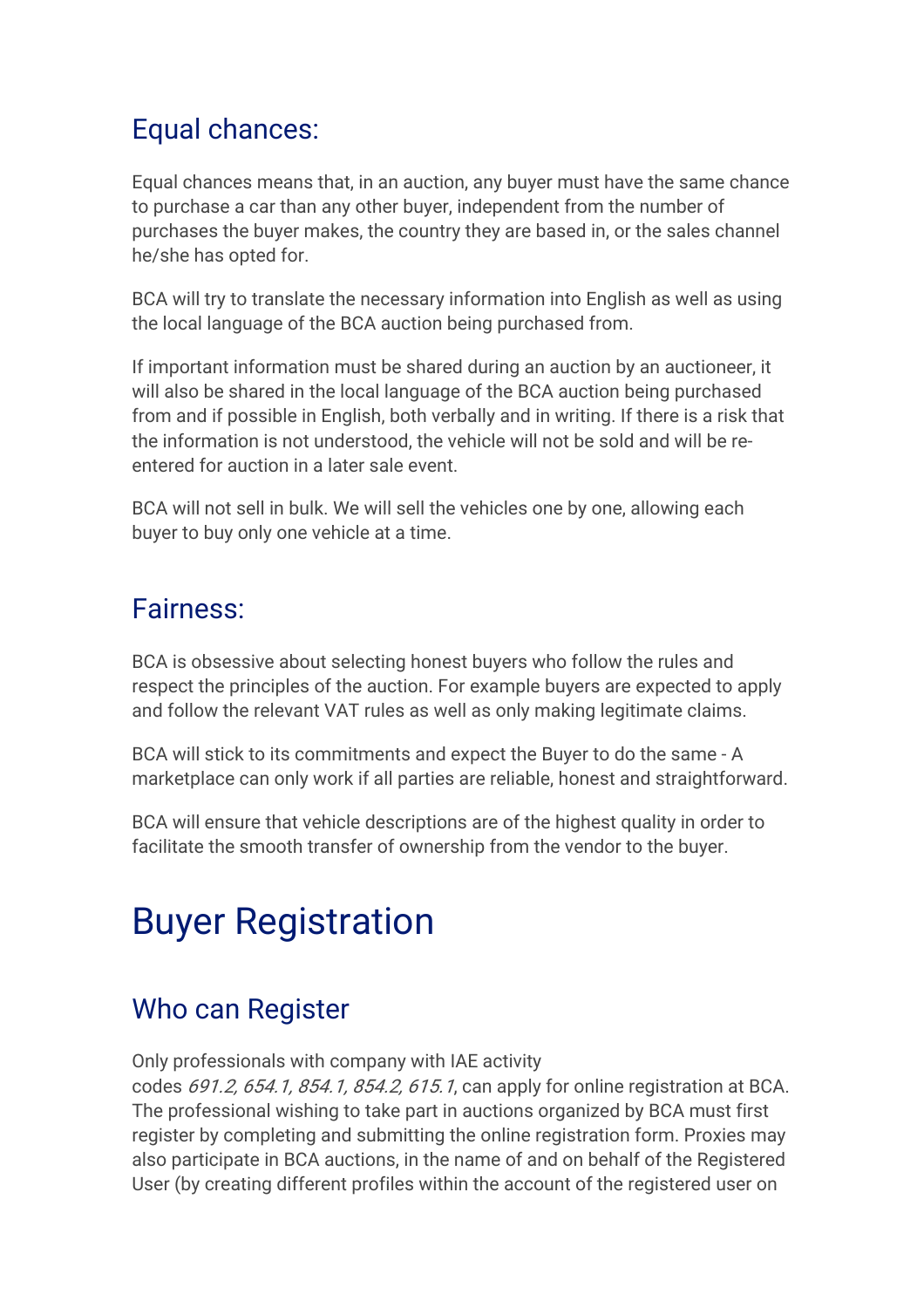## Equal chances:

Equal chances means that, in an auction, any buyer must have the same chance to purchase a car than any other buyer, independent from the number of purchases the buyer makes, the country they are based in, or the sales channel he/she has opted for.

BCA will try to translate the necessary information into English as well as using the local language of the BCA auction being purchased from.

If important information must be shared during an auction by an auctioneer, it will also be shared in the local language of the BCA auction being purchased from and if possible in English, both verbally and in writing. If there is a risk that the information is not understood, the vehicle will not be sold and will be re-entered for auction in a later sale event.

BCA will not sell in bulk. We will sell the vehicles one by one, allowing each buyer to buy only one vehicle at a time.

## Fairness:

BCA is obsessive about selecting honest buyers who follow the rules and respect the principles of the auction. For example buyers are expected to apply and follow the relevant VAT rules as well as only making legitimate claims.

BCA will stick to its commitments and expect the Buyer to do the same - A marketplace can only work if all parties are reliable, honest and straightforward.

BCA will ensure that vehicle descriptions are of the highest quality in order to facilitate the smooth transfer of ownership from the vendor to the buyer.

# Buyer Registration

## Who can Register

Only professionals with company with IAE activity codes *691.2, 654.1, 854.1, 854.2, 615.1*, can apply for online registration at BCA. The professional wishing to take part in auctions organized by BCA must first register by completing and submitting the online registration form. Proxies may also participate in BCA auctions, in the name of and on behalf of the Registered User (by creating different profiles within the account of the registered user on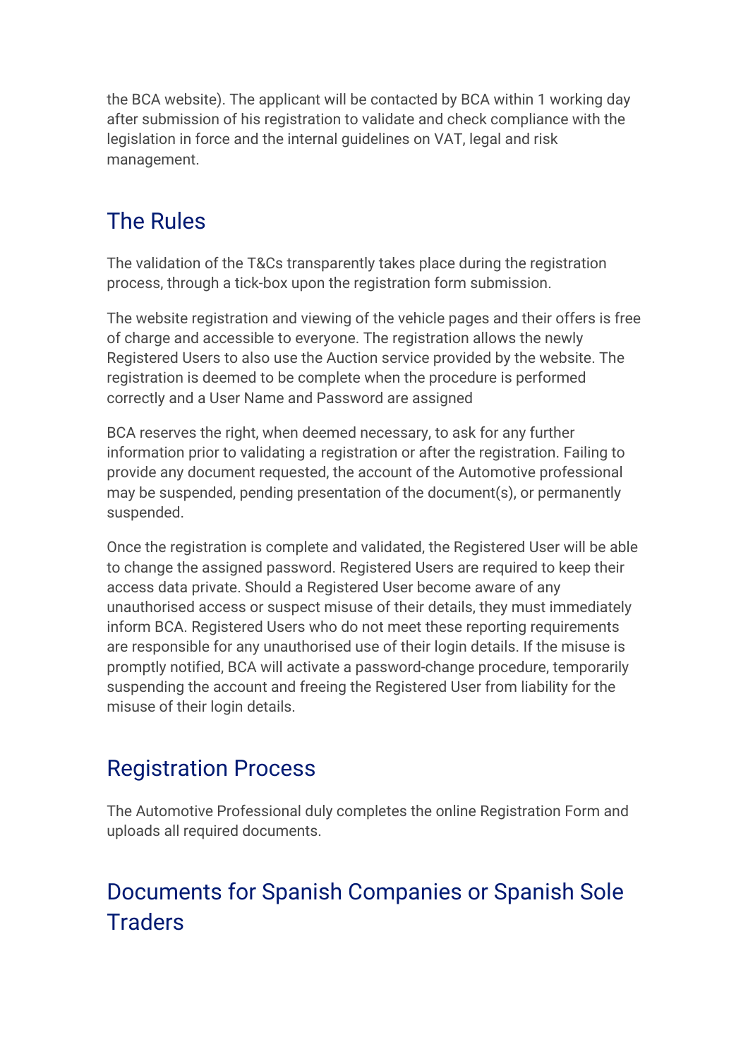the BCA website). The applicant will be contacted by BCA within 1 working day after submission of his registration to validate and check compliance with the legislation in force and the internal guidelines on VAT, legal and risk management.

## The Rules

The validation of the T&Cs transparently takes place during the registration process, through a tick-box upon the registration form submission.

The website registration and viewing of the vehicle pages and their offers is free of charge and accessible to everyone. The registration allows the newly Registered Users to also use the Auction service provided by the website. The registration is deemed to be complete when the procedure is performed correctly and a User Name and Password are assigned

BCA reserves the right, when deemed necessary, to ask for any further information prior to validating a registration or after the registration. Failing to provide any document requested, the account of the Automotive professional may be suspended, pending presentation of the document(s), or permanently suspended.

Once the registration is complete and validated, the Registered User will be able to change the assigned password. Registered Users are required to keep their access data private. Should a Registered User become aware of any unauthorised access or suspect misuse of their details, they must immediately inform BCA. Registered Users who do not meet these reporting requirements are responsible for any unauthorised use of their login details. If the misuse is promptly notified, BCA will activate a password-change procedure, temporarily suspending the account and freeing the Registered User from liability for the misuse of their login details.

## Registration Process

The Automotive Professional duly completes the online Registration Form and uploads all required documents.

## Documents for Spanish Companies or Spanish Sole Traders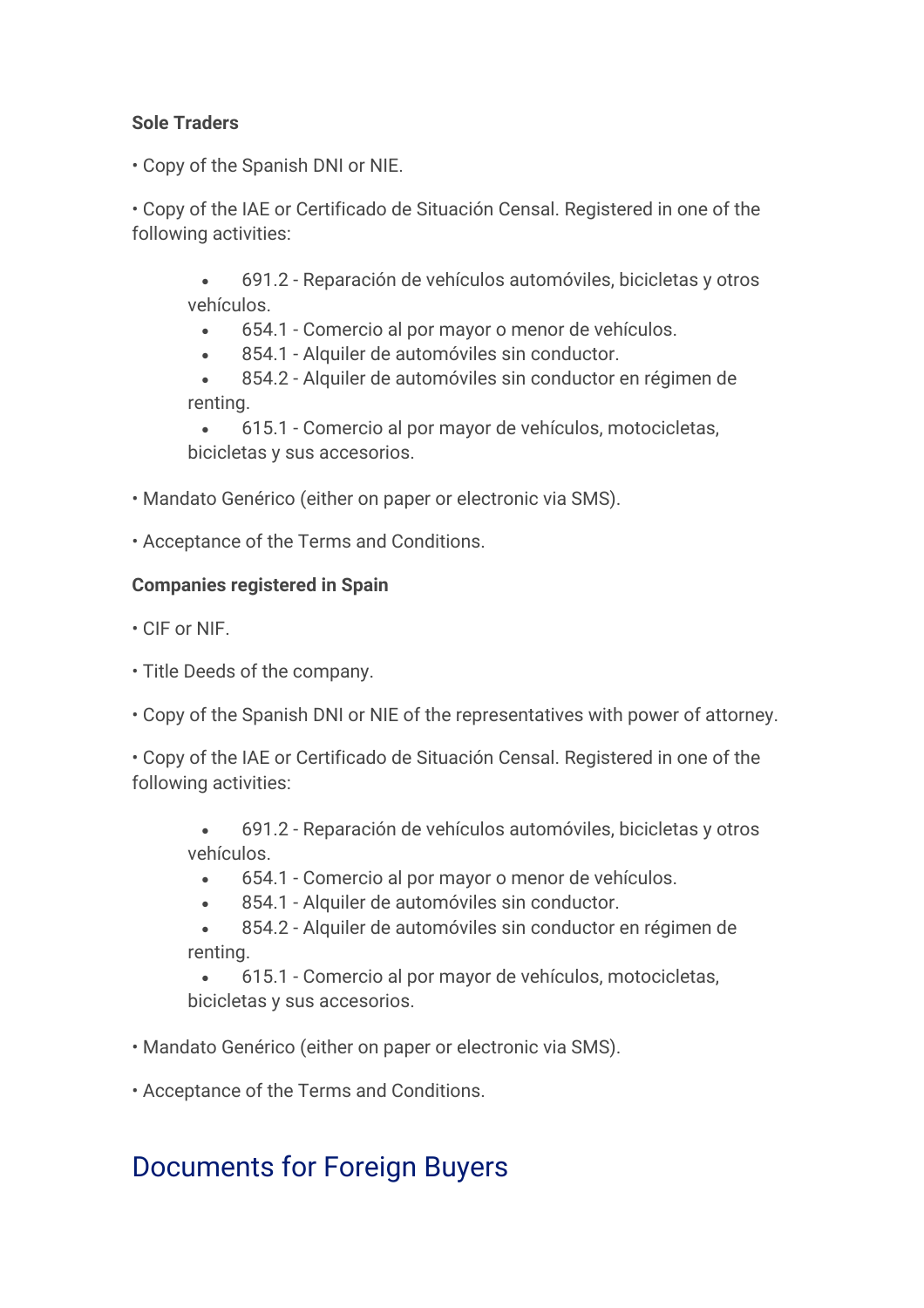**Sole Traders**

• Copy of the Spanish DNI or NIE.

• Copy of the IAE or Certificado de Situación Censal. Registered in one of the following activities:

- 691.2 - Reparación de vehículos automóviles, bicicletas y otros vehículos.
- 654.1 - Comercio al por mayor o menor de vehículos.
- 854.1 - Alquiler de automóviles sin conductor.
- 854.2 - Alquiler de automóviles sin conductor en régimen de renting.
- 615.1 - Comercio al por mayor de vehículos, motocicletas, bicicletas y sus accesorios.

• Mandato Genérico (either on paper or electronic via SMS).

• Acceptance of the Terms and Conditions.

**Companies registered in Spain**

• CIF or NIF.

• Title Deeds of the company.

• Copy of the Spanish DNI or NIE of the representatives with power of attorney.

• Copy of the IAE or Certificado de Situación Censal. Registered in one of the following activities:

- 691.2 - Reparación de vehículos automóviles, bicicletas y otros vehículos.
- 654.1 - Comercio al por mayor o menor de vehículos.
- 854.1 - Alquiler de automóviles sin conductor.
- 854.2 - Alquiler de automóviles sin conductor en régimen de renting.
- 615.1 - Comercio al por mayor de vehículos, motocicletas, bicicletas y sus accesorios.

• Mandato Genérico (either on paper or electronic via SMS).

• Acceptance of the Terms and Conditions.

## Documents for Foreign Buyers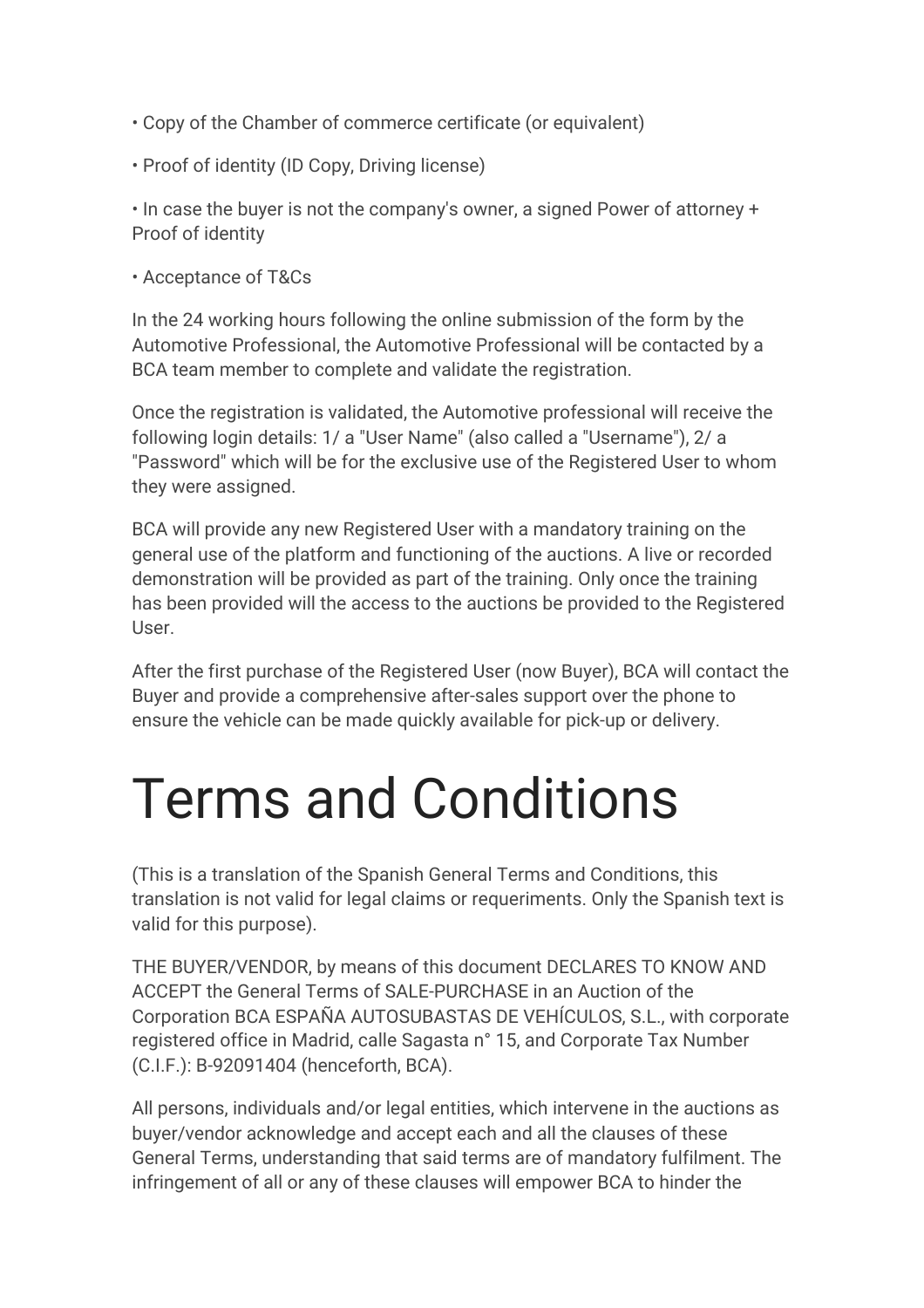• Copy of the Chamber of commerce certificate (or equivalent)

• Proof of identity (ID Copy, Driving license)

• In case the buyer is not the company's owner, a signed Power of attorney + Proof of identity

• Acceptance of T&Cs

In the 24 working hours following the online submission of the form by the Automotive Professional, the Automotive Professional will be contacted by a BCA team member to complete and validate the registration.

Once the registration is validated, the Automotive professional will receive the following login details: 1/ a "User Name" (also called a "Username"), 2/ a "Password" which will be for the exclusive use of the Registered User to whom they were assigned.

BCA will provide any new Registered User with a mandatory training on the general use of the platform and functioning of the auctions. A live or recorded demonstration will be provided as part of the training. Only once the training has been provided will the access to the auctions be provided to the Registered User.

After the first purchase of the Registered User (now Buyer), BCA will contact the Buyer and provide a comprehensive after-sales support over the phone to ensure the vehicle can be made quickly available for pick-up or delivery.

# Terms and Conditions

(This is a translation of the Spanish General Terms and Conditions, this translation is not valid for legal claims or requeriments. Only the Spanish text is valid for this purpose).

THE BUYER/VENDOR, by means of this document DECLARES TO KNOW AND ACCEPT the General Terms of SALE-PURCHASE in an Auction of the Corporation BCA ESPAÑA AUTOSUBASTAS DE VEHÍCULOS, S.L., with corporate registered office in Madrid, calle Sagasta n° 15, and Corporate Tax Number (C.I.F.): B-92091404 (henceforth, BCA).

All persons, individuals and/or legal entities, which intervene in the auctions as buyer/vendor acknowledge and accept each and all the clauses of these General Terms, understanding that said terms are of mandatory fulfilment. The infringement of all or any of these clauses will empower BCA to hinder the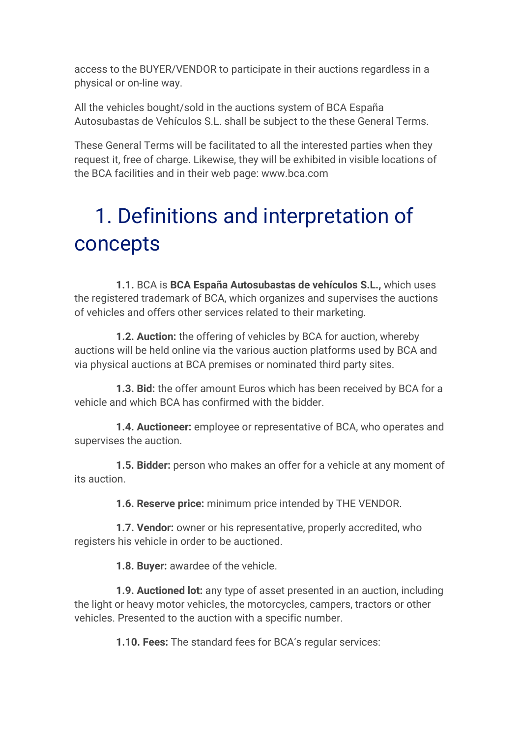access to the BUYER/VENDOR to participate in their auctions regardless in a physical or on-line way.

All the vehicles bought/sold in the auctions system of BCA España Autosubastas de Vehículos S.L. shall be subject to the these General Terms.

These General Terms will be facilitated to all the interested parties when they request it, free of charge. Likewise, they will be exhibited in visible locations of the BCA facilities and in their web page: www.bca.com

# 1. Definitions and interpretation of concepts

**1.1.** BCA is **BCA España Autosubastas de vehículos S.L.,** which uses the registered trademark of BCA, which organizes and supervises the auctions of vehicles and offers other services related to their marketing.

**1.2. Auction:** the offering of vehicles by BCA for auction, whereby auctions will be held online via the various auction platforms used by BCA and via physical auctions at BCA premises or nominated third party sites.

**1.3. Bid:** the offer amount Euros which has been received by BCA for a vehicle and which BCA has confirmed with the bidder.

**1.4. Auctioneer:** employee or representative of BCA, who operates and supervises the auction.

**1.5. Bidder:** person who makes an offer for a vehicle at any moment of its auction.

**1.6. Reserve price:** minimum price intended by THE VENDOR.

**1.7. Vendor:** owner or his representative, properly accredited, who registers his vehicle in order to be auctioned.

**1.8. Buyer:** awardee of the vehicle.

**1.9. Auctioned lot:** any type of asset presented in an auction, including the light or heavy motor vehicles, the motorcycles, campers, tractors or other vehicles. Presented to the auction with a specific number.

**1.10. Fees:** The standard fees for BCA's regular services: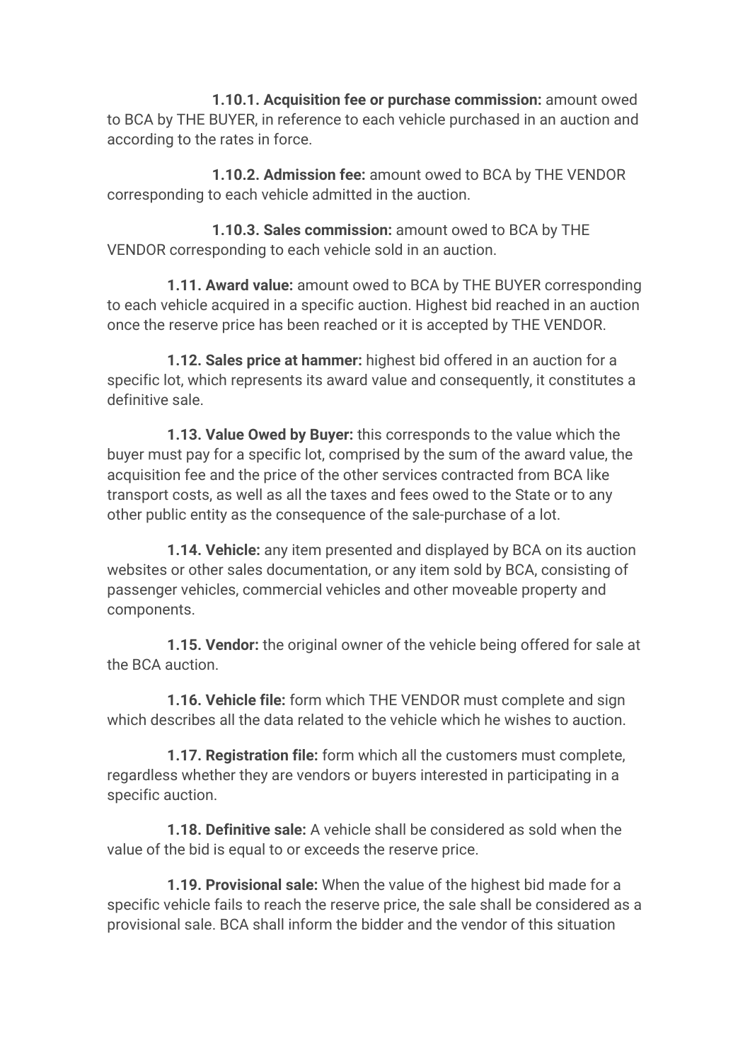**1.10.1. Acquisition fee or purchase commission:** amount owed to BCA by THE BUYER, in reference to each vehicle purchased in an auction and according to the rates in force.

**1.10.2. Admission fee:** amount owed to BCA by THE VENDOR corresponding to each vehicle admitted in the auction.

**1.10.3. Sales commission:** amount owed to BCA by THE VENDOR corresponding to each vehicle sold in an auction.

**1.11. Award value:** amount owed to BCA by THE BUYER corresponding to each vehicle acquired in a specific auction. Highest bid reached in an auction once the reserve price has been reached or it is accepted by THE VENDOR.

**1.12. Sales price at hammer:** highest bid offered in an auction for a specific lot, which represents its award value and consequently, it constitutes a definitive sale.

**1.13. Value Owed by Buyer:** this corresponds to the value which the buyer must pay for a specific lot, comprised by the sum of the award value, the acquisition fee and the price of the other services contracted from BCA like transport costs, as well as all the taxes and fees owed to the State or to any other public entity as the consequence of the sale-purchase of a lot.

**1.14. Vehicle:** any item presented and displayed by BCA on its auction websites or other sales documentation, or any item sold by BCA, consisting of passenger vehicles, commercial vehicles and other moveable property and components.

**1.15. Vendor:** the original owner of the vehicle being offered for sale at the BCA auction.

**1.16. Vehicle file:** form which THE VENDOR must complete and sign which describes all the data related to the vehicle which he wishes to auction.

**1.17. Registration file:** form which all the customers must complete, regardless whether they are vendors or buyers interested in participating in a specific auction.

**1.18. Definitive sale:** A vehicle shall be considered as sold when the value of the bid is equal to or exceeds the reserve price.

**1.19. Provisional sale:** When the value of the highest bid made for a specific vehicle fails to reach the reserve price, the sale shall be considered as a provisional sale. BCA shall inform the bidder and the vendor of this situation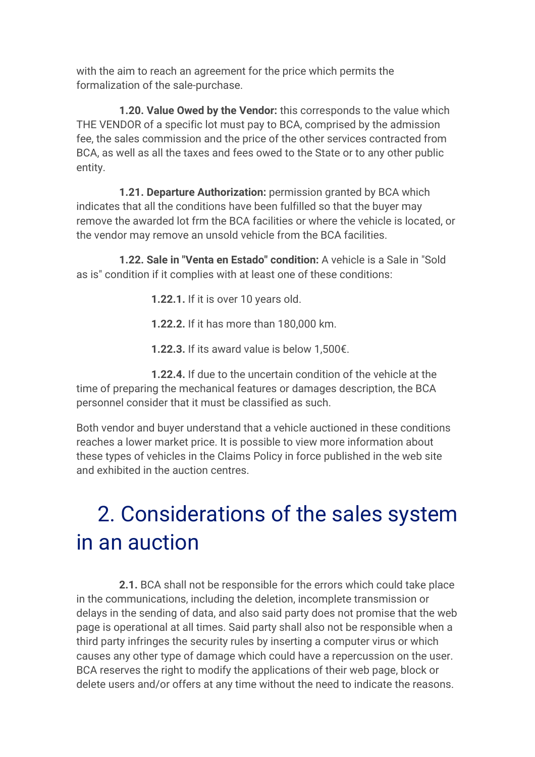with the aim to reach an agreement for the price which permits the formalization of the sale-purchase.

**1.20. Value Owed by the Vendor:** this corresponds to the value which THE VENDOR of a specific lot must pay to BCA, comprised by the admission fee, the sales commission and the price of the other services contracted from BCA, as well as all the taxes and fees owed to the State or to any other public entity.

**1.21. Departure Authorization:** permission granted by BCA which indicates that all the conditions have been fulfilled so that the buyer may remove the awarded lot frm the BCA facilities or where the vehicle is located, or the vendor may remove an unsold vehicle from the BCA facilities.

**1.22. Sale in "Venta en Estado" condition:** A vehicle is a Sale in "Sold as is" condition if it complies with at least one of these conditions:

**1.22.1.** If it is over 10 years old.

**1.22.2.** If it has more than 180,000 km.

**1.22.3.** If its award value is below 1,500€.

**1.22.4.** If due to the uncertain condition of the vehicle at the time of preparing the mechanical features or damages description, the BCA personnel consider that it must be classified as such.

Both vendor and buyer understand that a vehicle auctioned in these conditions reaches a lower market price. It is possible to view more information about these types of vehicles in the Claims Policy in force published in the web site and exhibited in the auction centres.

# 2. Considerations of the sales system in an auction

**2.1.** BCA shall not be responsible for the errors which could take place in the communications, including the deletion, incomplete transmission or delays in the sending of data, and also said party does not promise that the web page is operational at all times. Said party shall also not be responsible when a third party infringes the security rules by inserting a computer virus or which causes any other type of damage which could have a repercussion on the user. BCA reserves the right to modify the applications of their web page, block or delete users and/or offers at any time without the need to indicate the reasons.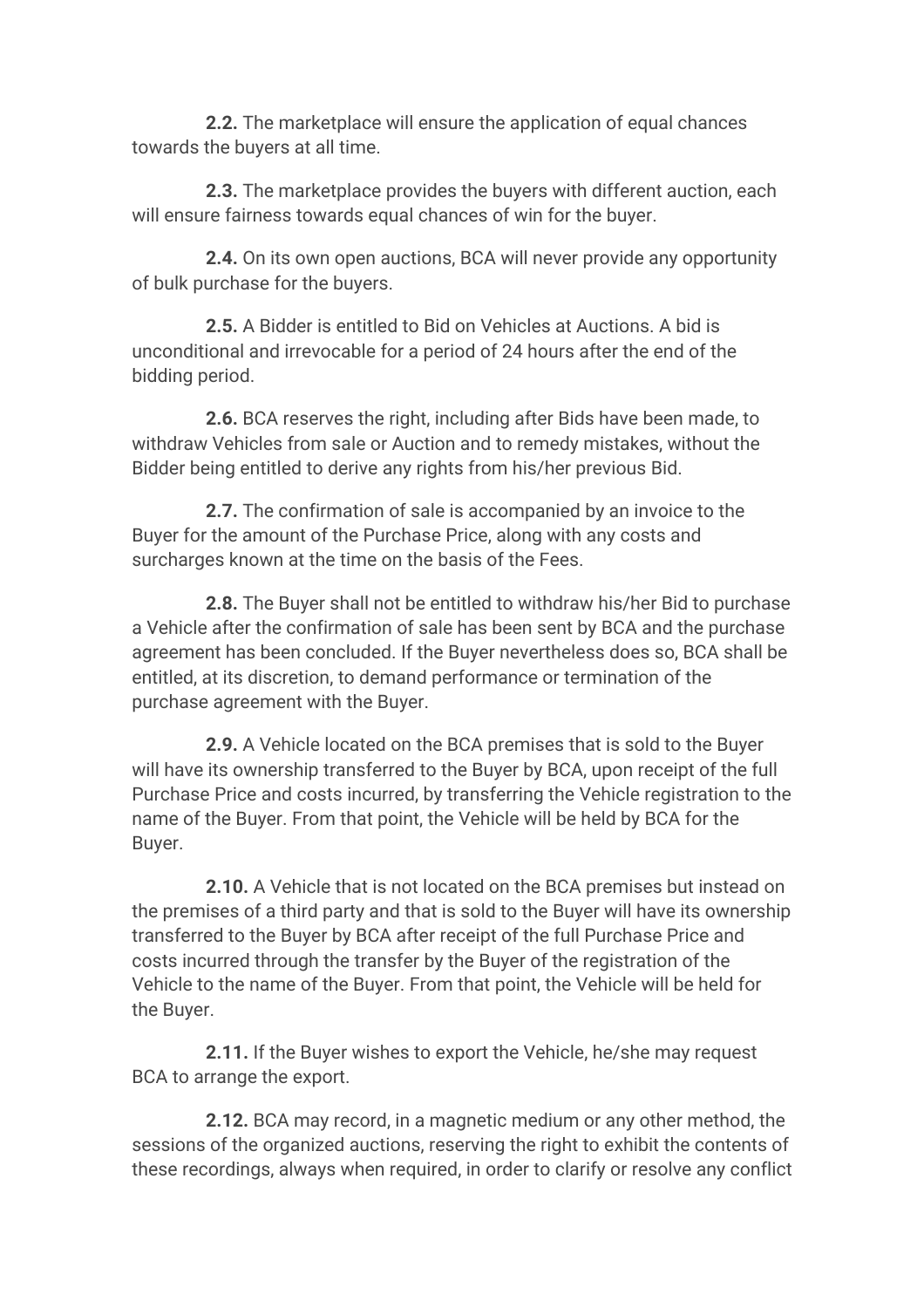**2.2.** The marketplace will ensure the application of equal chances towards the buyers at all time.

**2.3.** The marketplace provides the buyers with different auction, each will ensure fairness towards equal chances of win for the buyer.

**2.4.** On its own open auctions, BCA will never provide any opportunity of bulk purchase for the buyers.

**2.5.** A Bidder is entitled to Bid on Vehicles at Auctions. A bid is unconditional and irrevocable for a period of 24 hours after the end of the bidding period.

**2.6.** BCA reserves the right, including after Bids have been made, to withdraw Vehicles from sale or Auction and to remedy mistakes, without the Bidder being entitled to derive any rights from his/her previous Bid.

**2.7.** The confirmation of sale is accompanied by an invoice to the Buyer for the amount of the Purchase Price, along with any costs and surcharges known at the time on the basis of the Fees.

**2.8.** The Buyer shall not be entitled to withdraw his/her Bid to purchase a Vehicle after the confirmation of sale has been sent by BCA and the purchase agreement has been concluded. If the Buyer nevertheless does so, BCA shall be entitled, at its discretion, to demand performance or termination of the purchase agreement with the Buyer.

**2.9.** A Vehicle located on the BCA premises that is sold to the Buyer will have its ownership transferred to the Buyer by BCA, upon receipt of the full Purchase Price and costs incurred, by transferring the Vehicle registration to the name of the Buyer. From that point, the Vehicle will be held by BCA for the Buyer.

**2.10.** A Vehicle that is not located on the BCA premises but instead on the premises of a third party and that is sold to the Buyer will have its ownership transferred to the Buyer by BCA after receipt of the full Purchase Price and costs incurred through the transfer by the Buyer of the registration of the Vehicle to the name of the Buyer. From that point, the Vehicle will be held for the Buyer.

**2.11.** If the Buyer wishes to export the Vehicle, he/she may request BCA to arrange the export.

**2.12.** BCA may record, in a magnetic medium or any other method, the sessions of the organized auctions, reserving the right to exhibit the contents of these recordings, always when required, in order to clarify or resolve any conflict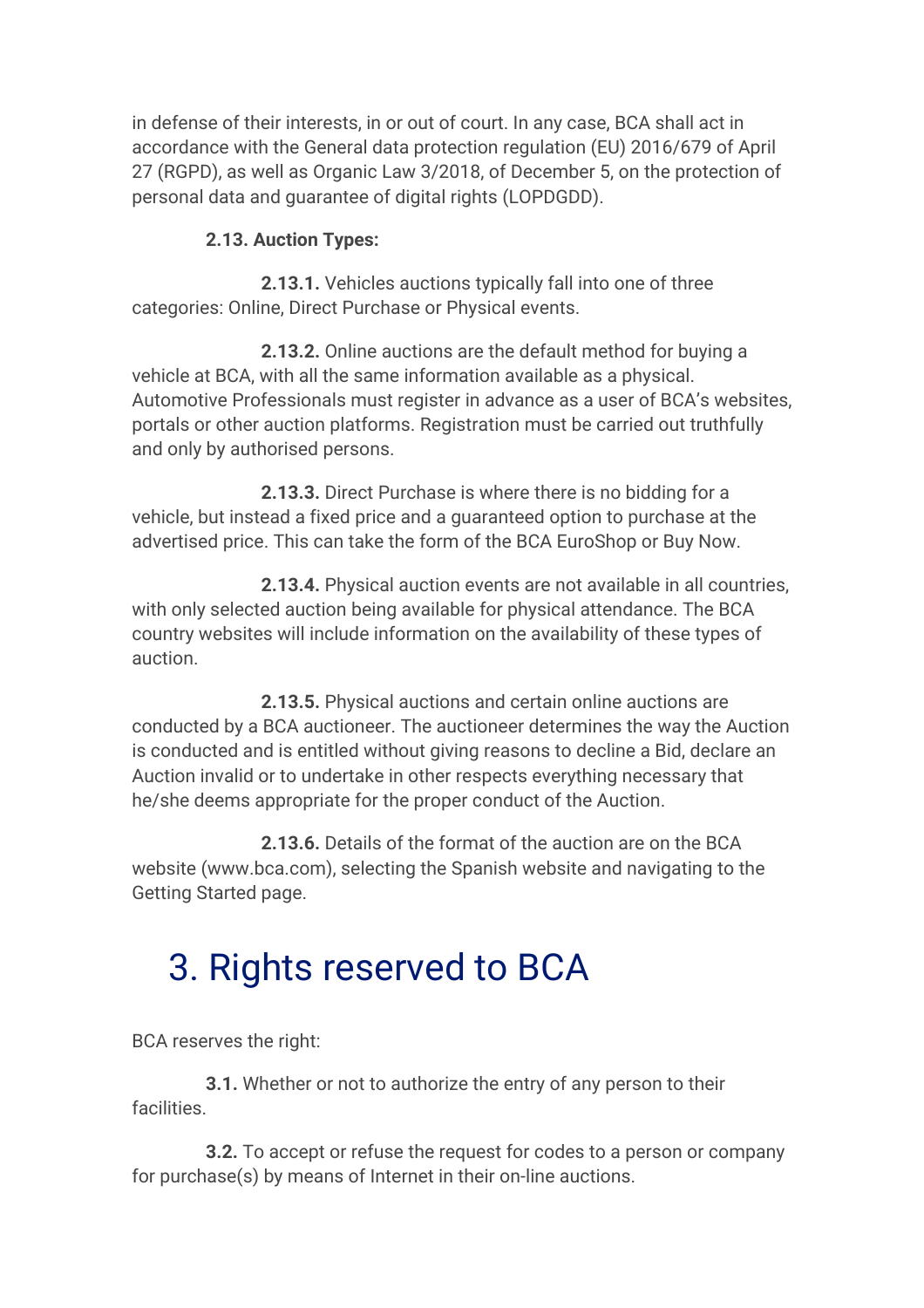in defense of their interests, in or out of court. In any case, BCA shall act in accordance with the General data protection regulation (EU) 2016/679 of April 27 (RGPD), as well as Organic Law 3/2018, of December 5, on the protection of personal data and guarantee of digital rights (LOPDGDD).

**2.13. Auction Types:**

**2.13.1.** Vehicles auctions typically fall into one of three categories: Online, Direct Purchase or Physical events.

**2.13.2.** Online auctions are the default method for buying a vehicle at BCA, with all the same information available as a physical. Automotive Professionals must register in advance as a user of BCA's websites, portals or other auction platforms. Registration must be carried out truthfully and only by authorised persons.

**2.13.3.** Direct Purchase is where there is no bidding for a vehicle, but instead a fixed price and a guaranteed option to purchase at the advertised price. This can take the form of the BCA EuroShop or Buy Now.

**2.13.4.** Physical auction events are not available in all countries, with only selected auction being available for physical attendance. The BCA country websites will include information on the availability of these types of auction.

**2.13.5.** Physical auctions and certain online auctions are conducted by a BCA auctioneer. The auctioneer determines the way the Auction is conducted and is entitled without giving reasons to decline a Bid, declare an Auction invalid or to undertake in other respects everything necessary that he/she deems appropriate for the proper conduct of the Auction.

**2.13.6.** Details of the format of the auction are on the BCA website (www.bca.com), selecting the Spanish website and navigating to the Getting Started page.

# 3. Rights reserved to BCA

BCA reserves the right:

**3.1.** Whether or not to authorize the entry of any person to their facilities.

**3.2.** To accept or refuse the request for codes to a person or company for purchase(s) by means of Internet in their on-line auctions.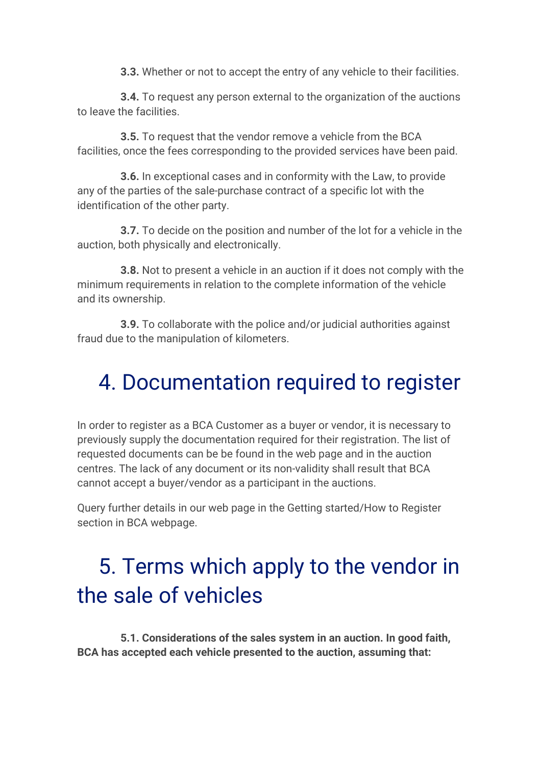**3.3.** Whether or not to accept the entry of any vehicle to their facilities.

**3.4.** To request any person external to the organization of the auctions to leave the facilities.

**3.5.** To request that the vendor remove a vehicle from the BCA facilities, once the fees corresponding to the provided services have been paid.

**3.6.** In exceptional cases and in conformity with the Law, to provide any of the parties of the sale-purchase contract of a specific lot with the identification of the other party.

**3.7.** To decide on the position and number of the lot for a vehicle in the auction, both physically and electronically.

**3.8.** Not to present a vehicle in an auction if it does not comply with the minimum requirements in relation to the complete information of the vehicle and its ownership.

**3.9.** To collaborate with the police and/or judicial authorities against fraud due to the manipulation of kilometers.

# 4. Documentation required to register

In order to register as a BCA Customer as a buyer or vendor, it is necessary to previously supply the documentation required for their registration. The list of requested documents can be be found in the web page and in the auction centres. The lack of any document or its non-validity shall result that BCA cannot accept a buyer/vendor as a participant in the auctions.

Query further details in our web page in the Getting started/How to Register section in BCA webpage.

# 5. Terms which apply to the vendor in the sale of vehicles

**5.1. Considerations of the sales system in an auction. In good faith, BCA has accepted each vehicle presented to the auction, assuming that:**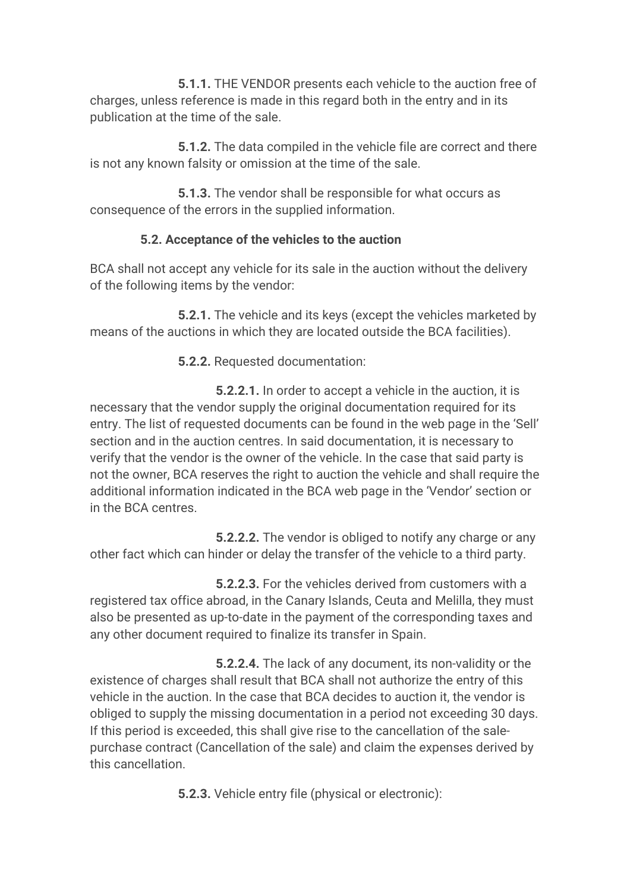**5.1.1.** THE VENDOR presents each vehicle to the auction free of charges, unless reference is made in this regard both in the entry and in its publication at the time of the sale.

**5.1.2.** The data compiled in the vehicle file are correct and there is not any known falsity or omission at the time of the sale.

**5.1.3.** The vendor shall be responsible for what occurs as consequence of the errors in the supplied information.

### 5.2. Acceptance of the vehicles to the auction

BCA shall not accept any vehicle for its sale in the auction without the delivery of the following items by the vendor:

**5.2.1.** The vehicle and its keys (except the vehicles marketed by means of the auctions in which they are located outside the BCA facilities).

**5.2.2.** Requested documentation:

**5.2.2.1.** In order to accept a vehicle in the auction, it is necessary that the vendor supply the original documentation required for its entry. The list of requested documents can be found in the web page in the 'Sell' section and in the auction centres. In said documentation, it is necessary to verify that the vendor is the owner of the vehicle. In the case that said party is not the owner, BCA reserves the right to auction the vehicle and shall require the additional information indicated in the BCA web page in the 'Vendor' section or in the BCA centres.

**5.2.2.2.** The vendor is obliged to notify any charge or any other fact which can hinder or delay the transfer of the vehicle to a third party.

**5.2.2.3.** For the vehicles derived from customers with a registered tax office abroad, in the Canary Islands, Ceuta and Melilla, they must also be presented as up-to-date in the payment of the corresponding taxes and any other document required to finalize its transfer in Spain.

**5.2.2.4.** The lack of any document, its non-validity or the existence of charges shall result that BCA shall not authorize the entry of this vehicle in the auction. In the case that BCA decides to auction it, the vendor is obliged to supply the missing documentation in a period not exceeding 30 days. If this period is exceeded, this shall give rise to the cancellation of the sale-purchase contract (Cancellation of the sale) and claim the expenses derived by this cancellation.

**5.2.3.** Vehicle entry file (physical or electronic):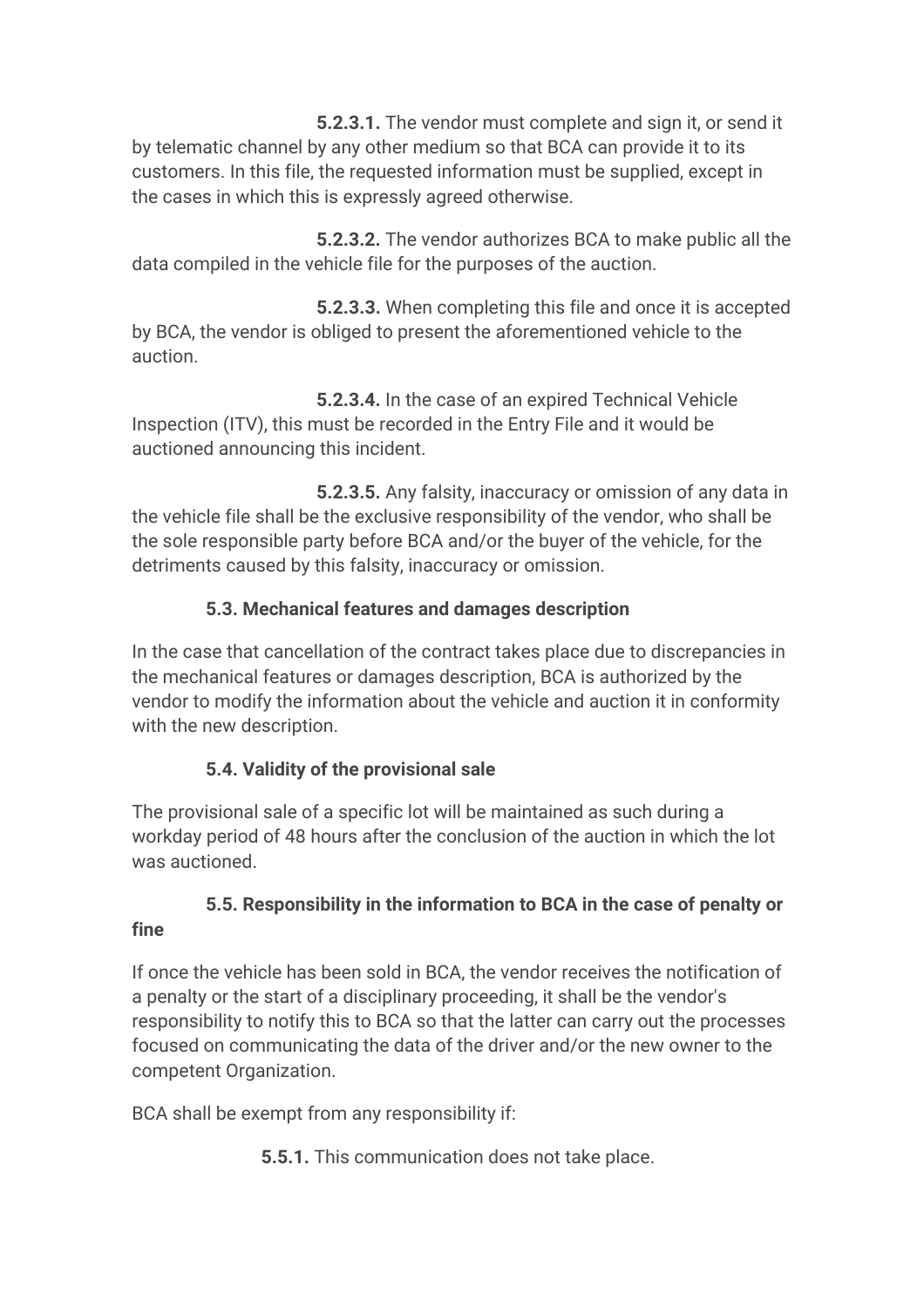**5.2.3.1.** The vendor must complete and sign it, or send it by telematic channel by any other medium so that BCA can provide it to its customers. In this file, the requested information must be supplied, except in the cases in which this is expressly agreed otherwise.

**5.2.3.2.** The vendor authorizes BCA to make public all the data compiled in the vehicle file for the purposes of the auction.

**5.2.3.3.** When completing this file and once it is accepted by BCA, the vendor is obliged to present the aforementioned vehicle to the auction.

**5.2.3.4.** In the case of an expired Technical Vehicle Inspection (ITV), this must be recorded in the Entry File and it would be auctioned announcing this incident.

**5.2.3.5.** Any falsity, inaccuracy or omission of any data in the vehicle file shall be the exclusive responsibility of the vendor, who shall be the sole responsible party before BCA and/or the buyer of the vehicle, for the detriments caused by this falsity, inaccuracy or omission.

### 5.3. Mechanical features and damages description

In the case that cancellation of the contract takes place due to discrepancies in the mechanical features or damages description, BCA is authorized by the vendor to modify the information about the vehicle and auction it in conformity with the new description.

### 5.4. Validity of the provisional sale

The provisional sale of a specific lot will be maintained as such during a workday period of 48 hours after the conclusion of the auction in which the lot was auctioned.

### 5.5. Responsibility in the information to BCA in the case of penalty or fine

If once the vehicle has been sold in BCA, the vendor receives the notification of a penalty or the start of a disciplinary proceeding, it shall be the vendor's responsibility to notify this to BCA so that the latter can carry out the processes focused on communicating the data of the driver and/or the new owner to the competent Organization.

BCA shall be exempt from any responsibility if:

**5.5.1.** This communication does not take place.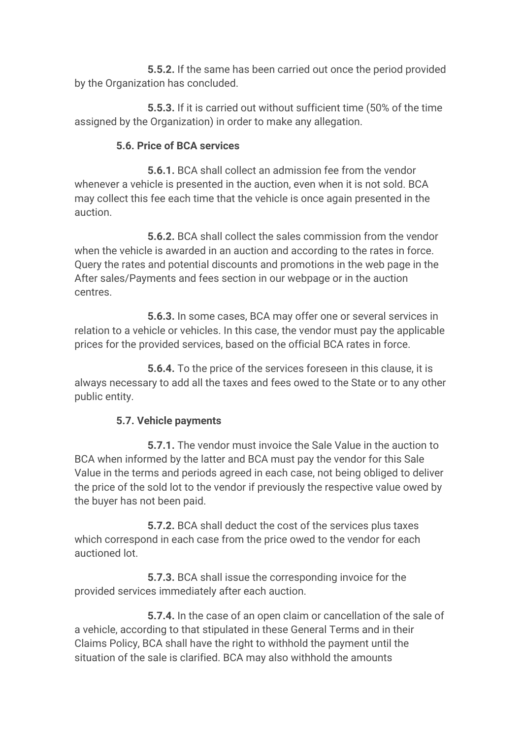**5.5.2.** If the same has been carried out once the period provided by the Organization has concluded.

**5.5.3.** If it is carried out without sufficient time (50% of the time assigned by the Organization) in order to make any allegation.

**5.6. Price of BCA services**

**5.6.1.** BCA shall collect an admission fee from the vendor whenever a vehicle is presented in the auction, even when it is not sold. BCA may collect this fee each time that the vehicle is once again presented in the auction.

**5.6.2.** BCA shall collect the sales commission from the vendor when the vehicle is awarded in an auction and according to the rates in force. Query the rates and potential discounts and promotions in the web page in the After sales/Payments and fees section in our webpage or in the auction centres.

**5.6.3.** In some cases, BCA may offer one or several services in relation to a vehicle or vehicles. In this case, the vendor must pay the applicable prices for the provided services, based on the official BCA rates in force.

**5.6.4.** To the price of the services foreseen in this clause, it is always necessary to add all the taxes and fees owed to the State or to any other public entity.

**5.7. Vehicle payments**

**5.7.1.** The vendor must invoice the Sale Value in the auction to BCA when informed by the latter and BCA must pay the vendor for this Sale Value in the terms and periods agreed in each case, not being obliged to deliver the price of the sold lot to the vendor if previously the respective value owed by the buyer has not been paid.

**5.7.2.** BCA shall deduct the cost of the services plus taxes which correspond in each case from the price owed to the vendor for each auctioned lot.

**5.7.3.** BCA shall issue the corresponding invoice for the provided services immediately after each auction.

**5.7.4.** In the case of an open claim or cancellation of the sale of a vehicle, according to that stipulated in these General Terms and in their Claims Policy, BCA shall have the right to withhold the payment until the situation of the sale is clarified. BCA may also withhold the amounts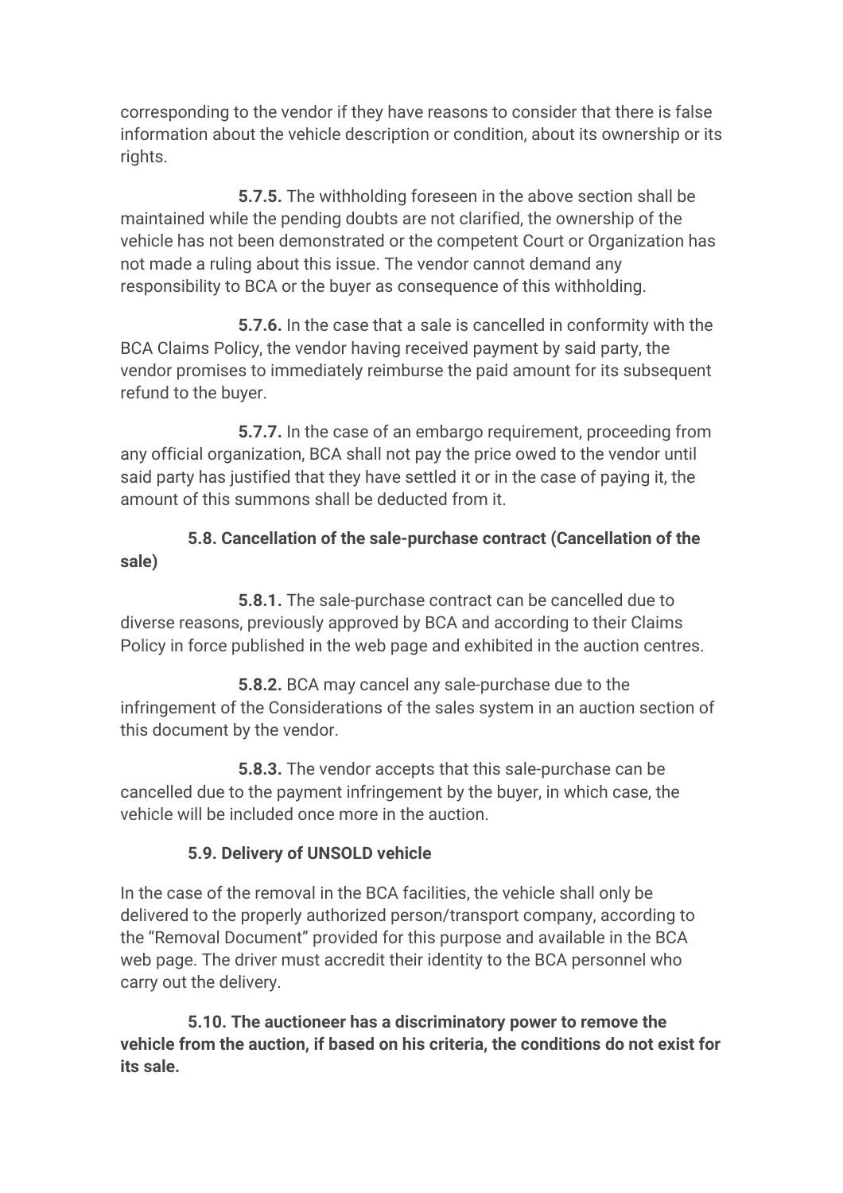corresponding to the vendor if they have reasons to consider that there is false information about the vehicle description or condition, about its ownership or its rights.

**5.7.5.** The withholding foreseen in the above section shall be maintained while the pending doubts are not clarified, the ownership of the vehicle has not been demonstrated or the competent Court or Organization has not made a ruling about this issue. The vendor cannot demand any responsibility to BCA or the buyer as consequence of this withholding.

**5.7.6.** In the case that a sale is cancelled in conformity with the BCA Claims Policy, the vendor having received payment by said party, the vendor promises to immediately reimburse the paid amount for its subsequent refund to the buyer.

**5.7.7.** In the case of an embargo requirement, proceeding from any official organization, BCA shall not pay the price owed to the vendor until said party has justified that they have settled it or in the case of paying it, the amount of this summons shall be deducted from it.

**5.8. Cancellation of the sale-purchase contract (Cancellation of the sale)**

**5.8.1.** The sale-purchase contract can be cancelled due to diverse reasons, previously approved by BCA and according to their Claims Policy in force published in the web page and exhibited in the auction centres.

**5.8.2.** BCA may cancel any sale-purchase due to the infringement of the Considerations of the sales system in an auction section of this document by the vendor.

**5.8.3.** The vendor accepts that this sale-purchase can be cancelled due to the payment infringement by the buyer, in which case, the vehicle will be included once more in the auction.

**5.9. Delivery of UNSOLD vehicle**

In the case of the removal in the BCA facilities, the vehicle shall only be delivered to the properly authorized person/transport company, according to the "Removal Document" provided for this purpose and available in the BCA web page. The driver must accredit their identity to the BCA personnel who carry out the delivery.

**5.10. The auctioneer has a discriminatory power to remove the vehicle from the auction, if based on his criteria, the conditions do not exist for its sale.**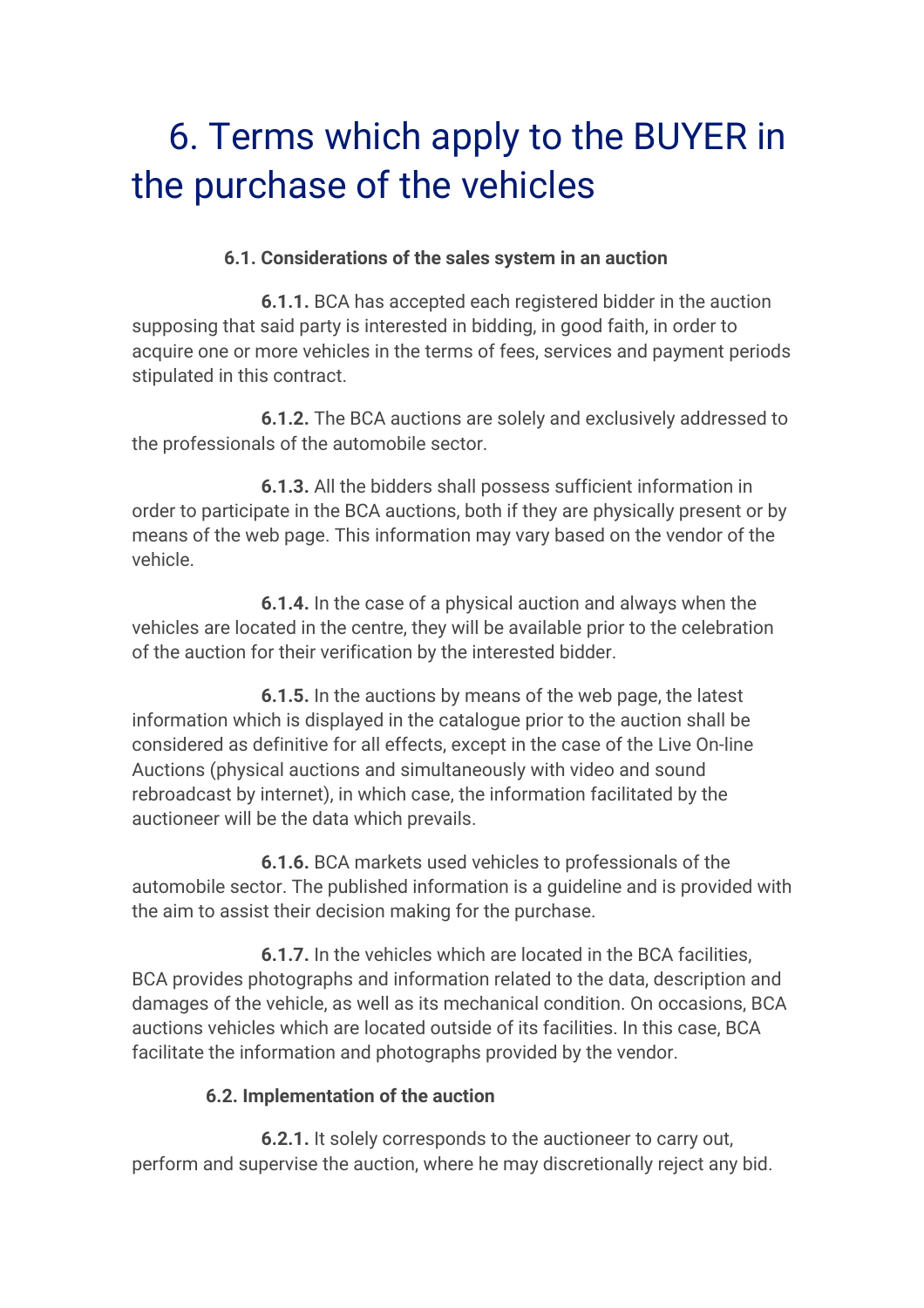# 6. Terms which apply to the BUYER in the purchase of the vehicles

**6.1. Considerations of the sales system in an auction**

**6.1.1.** BCA has accepted each registered bidder in the auction supposing that said party is interested in bidding, in good faith, in order to acquire one or more vehicles in the terms of fees, services and payment periods stipulated in this contract.

**6.1.2.** The BCA auctions are solely and exclusively addressed to the professionals of the automobile sector.

**6.1.3.** All the bidders shall possess sufficient information in order to participate in the BCA auctions, both if they are physically present or by means of the web page. This information may vary based on the vendor of the vehicle.

**6.1.4.** In the case of a physical auction and always when the vehicles are located in the centre, they will be available prior to the celebration of the auction for their verification by the interested bidder.

**6.1.5.** In the auctions by means of the web page, the latest information which is displayed in the catalogue prior to the auction shall be considered as definitive for all effects, except in the case of the Live On-line Auctions (physical auctions and simultaneously with video and sound rebroadcast by internet), in which case, the information facilitated by the auctioneer will be the data which prevails.

**6.1.6.** BCA markets used vehicles to professionals of the automobile sector. The published information is a guideline and is provided with the aim to assist their decision making for the purchase.

**6.1.7.** In the vehicles which are located in the BCA facilities, BCA provides photographs and information related to the data, description and damages of the vehicle, as well as its mechanical condition. On occasions, BCA auctions vehicles which are located outside of its facilities. In this case, BCA facilitate the information and photographs provided by the vendor.

**6.2. Implementation of the auction**

**6.2.1.** It solely corresponds to the auctioneer to carry out, perform and supervise the auction, where he may discretionally reject any bid.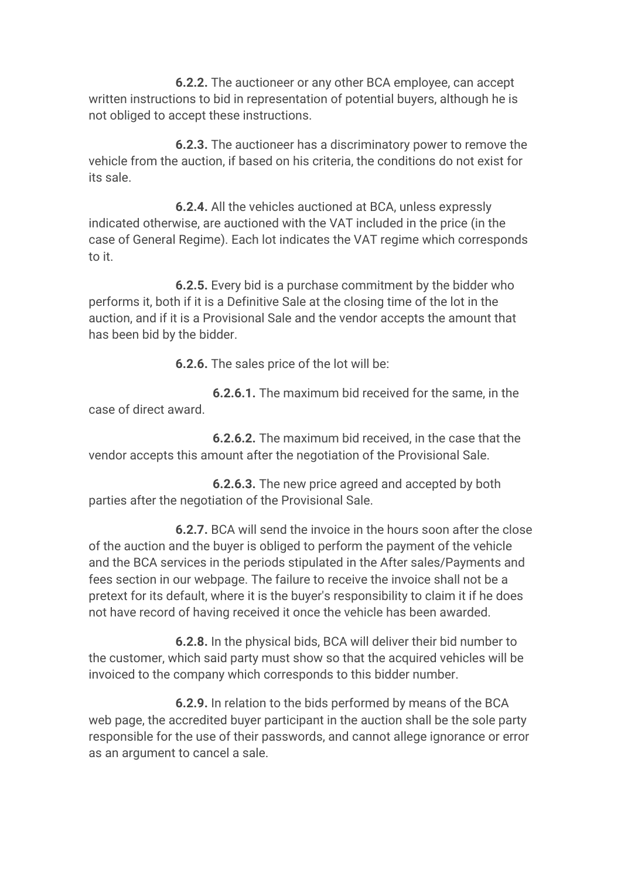**6.2.2.** The auctioneer or any other BCA employee, can accept written instructions to bid in representation of potential buyers, although he is not obliged to accept these instructions.

**6.2.3.** The auctioneer has a discriminatory power to remove the vehicle from the auction, if based on his criteria, the conditions do not exist for its sale.

**6.2.4.** All the vehicles auctioned at BCA, unless expressly indicated otherwise, are auctioned with the VAT included in the price (in the case of General Regime). Each lot indicates the VAT regime which corresponds to it.

**6.2.5.** Every bid is a purchase commitment by the bidder who performs it, both if it is a Definitive Sale at the closing time of the lot in the auction, and if it is a Provisional Sale and the vendor accepts the amount that has been bid by the bidder.

**6.2.6.** The sales price of the lot will be:

**6.2.6.1.** The maximum bid received for the same, in the case of direct award.

**6.2.6.2.** The maximum bid received, in the case that the vendor accepts this amount after the negotiation of the Provisional Sale.

**6.2.6.3.** The new price agreed and accepted by both parties after the negotiation of the Provisional Sale.

**6.2.7.** BCA will send the invoice in the hours soon after the close of the auction and the buyer is obliged to perform the payment of the vehicle and the BCA services in the periods stipulated in the After sales/Payments and fees section in our webpage. The failure to receive the invoice shall not be a pretext for its default, where it is the buyer's responsibility to claim it if he does not have record of having received it once the vehicle has been awarded.

**6.2.8.** In the physical bids, BCA will deliver their bid number to the customer, which said party must show so that the acquired vehicles will be invoiced to the company which corresponds to this bidder number.

**6.2.9.** In relation to the bids performed by means of the BCA web page, the accredited buyer participant in the auction shall be the sole party responsible for the use of their passwords, and cannot allege ignorance or error as an argument to cancel a sale.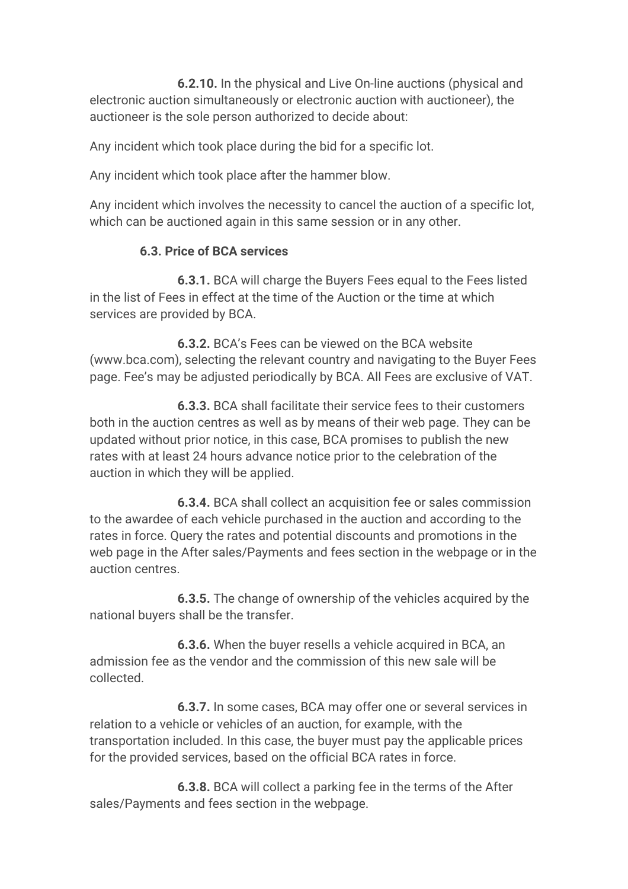**6.2.10.** In the physical and Live On-line auctions (physical and electronic auction simultaneously or electronic auction with auctioneer), the auctioneer is the sole person authorized to decide about:

Any incident which took place during the bid for a specific lot.

Any incident which took place after the hammer blow.

Any incident which involves the necessity to cancel the auction of a specific lot, which can be auctioned again in this same session or in any other.

**6.3. Price of BCA services**

**6.3.1.** BCA will charge the Buyers Fees equal to the Fees listed in the list of Fees in effect at the time of the Auction or the time at which services are provided by BCA.

**6.3.2.** BCA's Fees can be viewed on the BCA website (www.bca.com), selecting the relevant country and navigating to the Buyer Fees page. Fee's may be adjusted periodically by BCA. All Fees are exclusive of VAT.

**6.3.3.** BCA shall facilitate their service fees to their customers both in the auction centres as well as by means of their web page. They can be updated without prior notice, in this case, BCA promises to publish the new rates with at least 24 hours advance notice prior to the celebration of the auction in which they will be applied.

**6.3.4.** BCA shall collect an acquisition fee or sales commission to the awardee of each vehicle purchased in the auction and according to the rates in force. Query the rates and potential discounts and promotions in the web page in the After sales/Payments and fees section in the webpage or in the auction centres.

**6.3.5.** The change of ownership of the vehicles acquired by the national buyers shall be the transfer.

**6.3.6.** When the buyer resells a vehicle acquired in BCA, an admission fee as the vendor and the commission of this new sale will be collected.

**6.3.7.** In some cases, BCA may offer one or several services in relation to a vehicle or vehicles of an auction, for example, with the transportation included. In this case, the buyer must pay the applicable prices for the provided services, based on the official BCA rates in force.

**6.3.8.** BCA will collect a parking fee in the terms of the After sales/Payments and fees section in the webpage.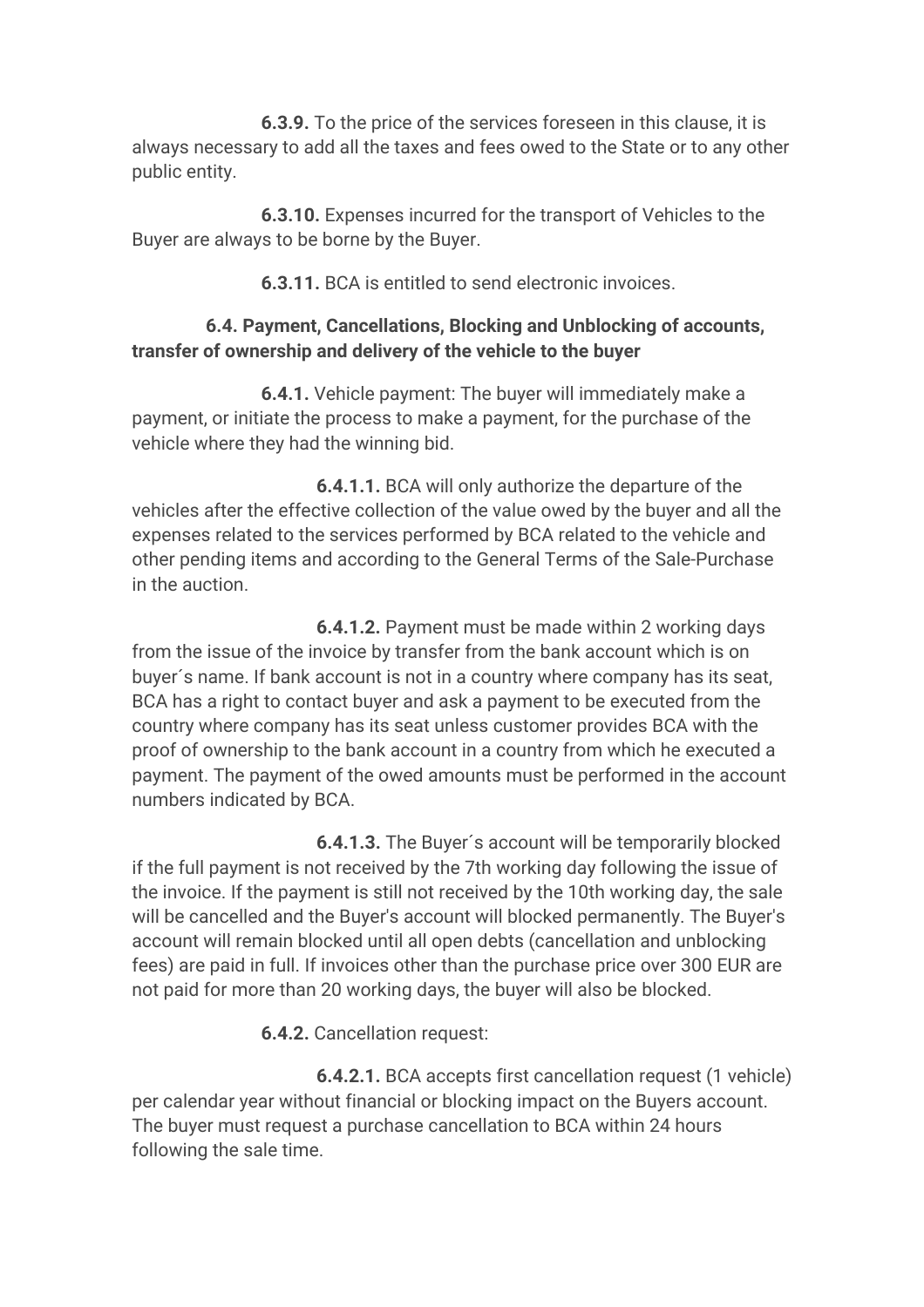**6.3.9.** To the price of the services foreseen in this clause, it is always necessary to add all the taxes and fees owed to the State or to any other public entity.

**6.3.10.** Expenses incurred for the transport of Vehicles to the Buyer are always to be borne by the Buyer.

**6.3.11.** BCA is entitled to send electronic invoices.

### 6.4. Payment, Cancellations, Blocking and Unblocking of accounts, transfer of ownership and delivery of the vehicle to the buyer

**6.4.1.** Vehicle payment: The buyer will immediately make a payment, or initiate the process to make a payment, for the purchase of the vehicle where they had the winning bid.

**6.4.1.1.** BCA will only authorize the departure of the vehicles after the effective collection of the value owed by the buyer and all the expenses related to the services performed by BCA related to the vehicle and other pending items and according to the General Terms of the Sale-Purchase in the auction.

**6.4.1.2.** Payment must be made within 2 working days from the issue of the invoice by transfer from the bank account which is on buyer´s name. If bank account is not in a country where company has its seat, BCA has a right to contact buyer and ask a payment to be executed from the country where company has its seat unless customer provides BCA with the proof of ownership to the bank account in a country from which he executed a payment. The payment of the owed amounts must be performed in the account numbers indicated by BCA.

**6.4.1.3.** The Buyer´s account will be temporarily blocked if the full payment is not received by the 7th working day following the issue of the invoice. If the payment is still not received by the 10th working day, the sale will be cancelled and the Buyer's account will blocked permanently. The Buyer's account will remain blocked until all open debts (cancellation and unblocking fees) are paid in full. If invoices other than the purchase price over 300 EUR are not paid for more than 20 working days, the buyer will also be blocked.

**6.4.2.** Cancellation request:

**6.4.2.1.** BCA accepts first cancellation request (1 vehicle) per calendar year without financial or blocking impact on the Buyers account. The buyer must request a purchase cancellation to BCA within 24 hours following the sale time.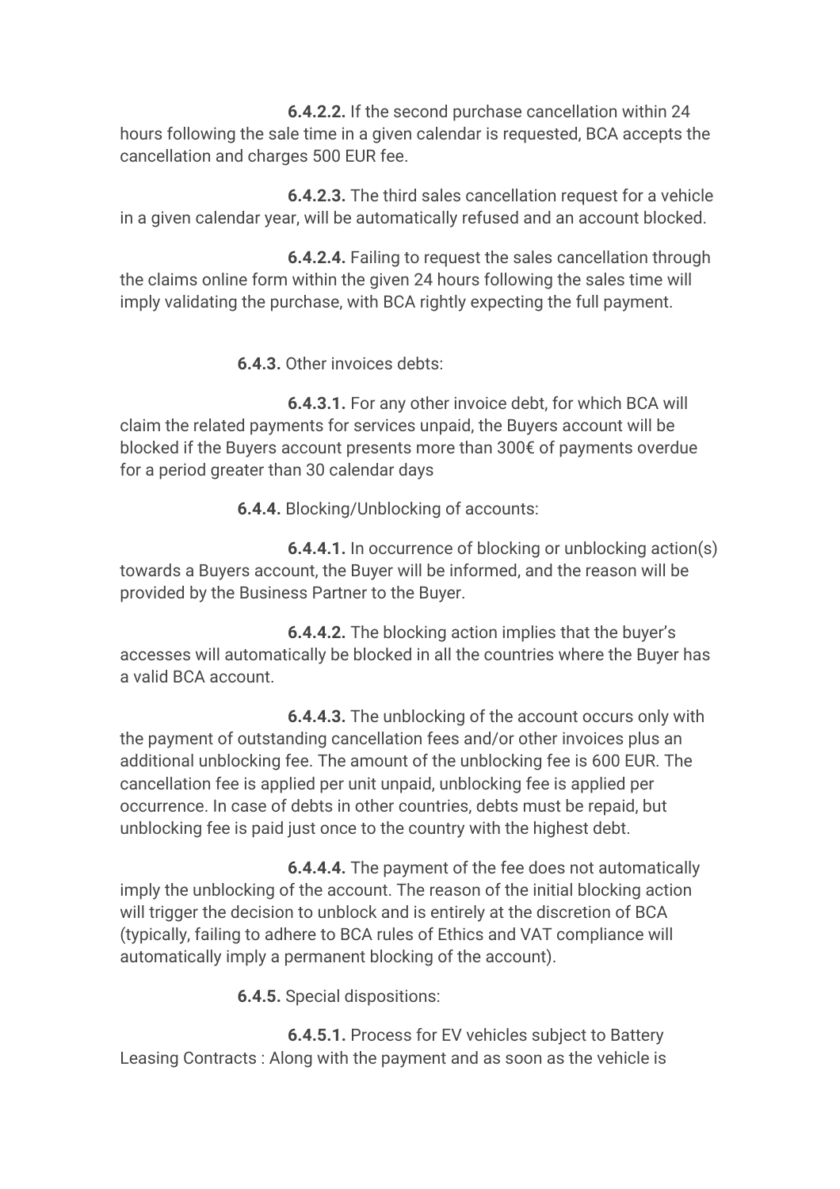**6.4.2.2.** If the second purchase cancellation within 24 hours following the sale time in a given calendar is requested, BCA accepts the cancellation and charges 500 EUR fee.

**6.4.2.3.** The third sales cancellation request for a vehicle in a given calendar year, will be automatically refused and an account blocked.

**6.4.2.4.** Failing to request the sales cancellation through the claims online form within the given 24 hours following the sales time will imply validating the purchase, with BCA rightly expecting the full payment.

**6.4.3.** Other invoices debts:

**6.4.3.1.** For any other invoice debt, for which BCA will claim the related payments for services unpaid, the Buyers account will be blocked if the Buyers account presents more than 300€ of payments overdue for a period greater than 30 calendar days

**6.4.4.** Blocking/Unblocking of accounts:

**6.4.4.1.** In occurrence of blocking or unblocking action(s) towards a Buyers account, the Buyer will be informed, and the reason will be provided by the Business Partner to the Buyer.

**6.4.4.2.** The blocking action implies that the buyer's accesses will automatically be blocked in all the countries where the Buyer has a valid BCA account.

**6.4.4.3.** The unblocking of the account occurs only with the payment of outstanding cancellation fees and/or other invoices plus an additional unblocking fee. The amount of the unblocking fee is 600 EUR. The cancellation fee is applied per unit unpaid, unblocking fee is applied per occurrence. In case of debts in other countries, debts must be repaid, but unblocking fee is paid just once to the country with the highest debt.

**6.4.4.4.** The payment of the fee does not automatically imply the unblocking of the account. The reason of the initial blocking action will trigger the decision to unblock and is entirely at the discretion of BCA (typically, failing to adhere to BCA rules of Ethics and VAT compliance will automatically imply a permanent blocking of the account).

**6.4.5.** Special dispositions:

**6.4.5.1.** Process for EV vehicles subject to Battery Leasing Contracts : Along with the payment and as soon as the vehicle is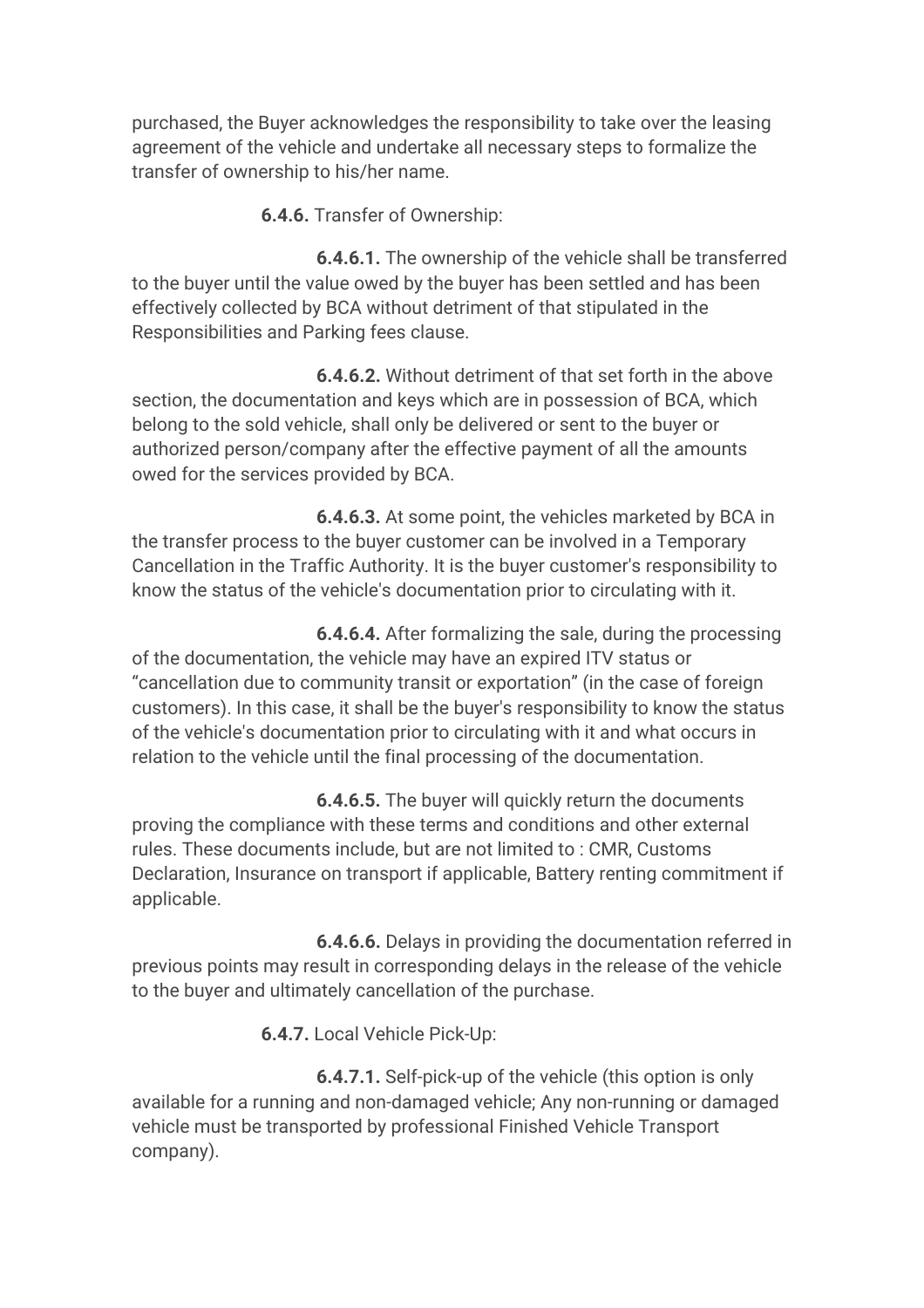purchased, the Buyer acknowledges the responsibility to take over the leasing agreement of the vehicle and undertake all necessary steps to formalize the transfer of ownership to his/her name.

**6.4.6.** Transfer of Ownership:

**6.4.6.1.** The ownership of the vehicle shall be transferred to the buyer until the value owed by the buyer has been settled and has been effectively collected by BCA without detriment of that stipulated in the Responsibilities and Parking fees clause.

**6.4.6.2.** Without detriment of that set forth in the above section, the documentation and keys which are in possession of BCA, which belong to the sold vehicle, shall only be delivered or sent to the buyer or authorized person/company after the effective payment of all the amounts owed for the services provided by BCA.

**6.4.6.3.** At some point, the vehicles marketed by BCA in the transfer process to the buyer customer can be involved in a Temporary Cancellation in the Traffic Authority. It is the buyer customer's responsibility to know the status of the vehicle's documentation prior to circulating with it.

**6.4.6.4.** After formalizing the sale, during the processing of the documentation, the vehicle may have an expired ITV status or "cancellation due to community transit or exportation" (in the case of foreign customers). In this case, it shall be the buyer's responsibility to know the status of the vehicle's documentation prior to circulating with it and what occurs in relation to the vehicle until the final processing of the documentation.

**6.4.6.5.** The buyer will quickly return the documents proving the compliance with these terms and conditions and other external rules. These documents include, but are not limited to : CMR, Customs Declaration, Insurance on transport if applicable, Battery renting commitment if applicable.

**6.4.6.6.** Delays in providing the documentation referred in previous points may result in corresponding delays in the release of the vehicle to the buyer and ultimately cancellation of the purchase.

**6.4.7.** Local Vehicle Pick-Up:

**6.4.7.1.** Self-pick-up of the vehicle (this option is only available for a running and non-damaged vehicle; Any non-running or damaged vehicle must be transported by professional Finished Vehicle Transport company).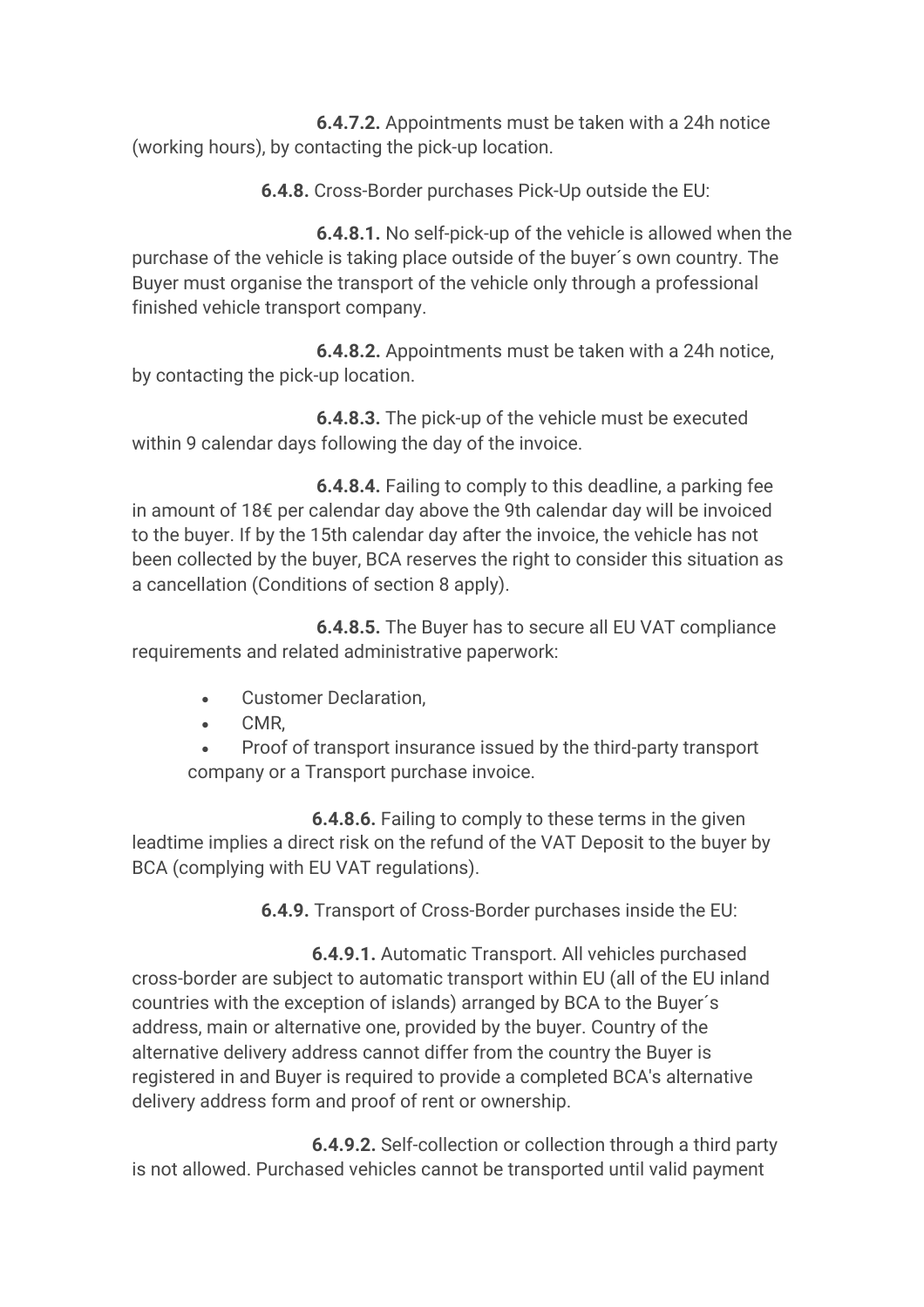**6.4.7.2.** Appointments must be taken with a 24h notice (working hours), by contacting the pick-up location.

**6.4.8.** Cross-Border purchases Pick-Up outside the EU:

**6.4.8.1.** No self-pick-up of the vehicle is allowed when the purchase of the vehicle is taking place outside of the buyer´s own country. The Buyer must organise the transport of the vehicle only through a professional finished vehicle transport company.

**6.4.8.2.** Appointments must be taken with a 24h notice, by contacting the pick-up location.

**6.4.8.3.** The pick-up of the vehicle must be executed within 9 calendar days following the day of the invoice.

**6.4.8.4.** Failing to comply to this deadline, a parking fee in amount of 18€ per calendar day above the 9th calendar day will be invoiced to the buyer. If by the 15th calendar day after the invoice, the vehicle has not been collected by the buyer, BCA reserves the right to consider this situation as a cancellation (Conditions of section 8 apply).

**6.4.8.5.** The Buyer has to secure all EU VAT compliance requirements and related administrative paperwork:

- Customer Declaration,
- CMR,
- Proof of transport insurance issued by the third-party transport company or a Transport purchase invoice.

**6.4.8.6.** Failing to comply to these terms in the given leadtime implies a direct risk on the refund of the VAT Deposit to the buyer by BCA (complying with EU VAT regulations).

**6.4.9.** Transport of Cross-Border purchases inside the EU:

**6.4.9.1.** Automatic Transport. All vehicles purchased cross-border are subject to automatic transport within EU (all of the EU inland countries with the exception of islands) arranged by BCA to the Buyer´s address, main or alternative one, provided by the buyer. Country of the alternative delivery address cannot differ from the country the Buyer is registered in and Buyer is required to provide a completed BCA's alternative delivery address form and proof of rent or ownership.

**6.4.9.2.** Self-collection or collection through a third party is not allowed. Purchased vehicles cannot be transported until valid payment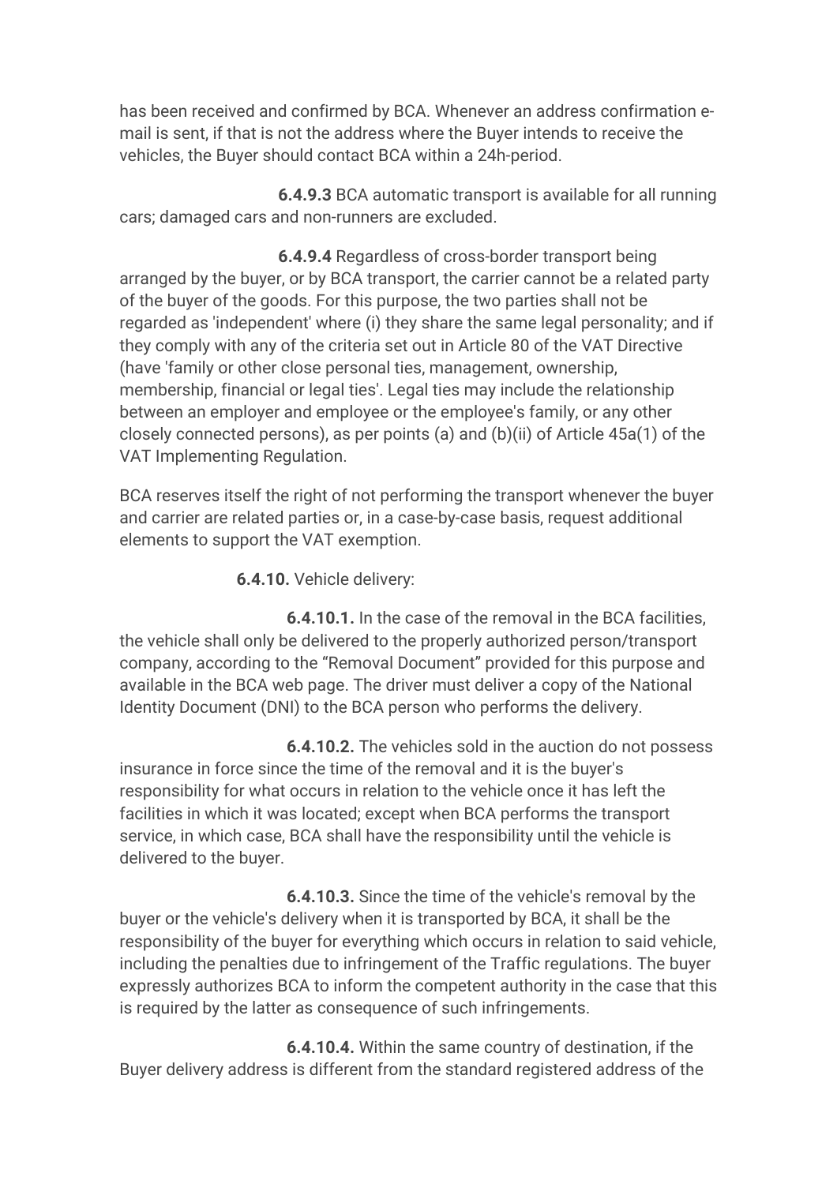has been received and confirmed by BCA. Whenever an address confirmation e-mail is sent, if that is not the address where the Buyer intends to receive the vehicles, the Buyer should contact BCA within a 24h-period.

**6.4.9.3** BCA automatic transport is available for all running cars; damaged cars and non-runners are excluded.

**6.4.9.4** Regardless of cross-border transport being arranged by the buyer, or by BCA transport, the carrier cannot be a related party of the buyer of the goods. For this purpose, the two parties shall not be regarded as 'independent' where (i) they share the same legal personality; and if they comply with any of the criteria set out in Article 80 of the VAT Directive (have 'family or other close personal ties, management, ownership, membership, financial or legal ties'. Legal ties may include the relationship between an employer and employee or the employee's family, or any other closely connected persons), as per points (a) and (b)(ii) of Article 45a(1) of the VAT Implementing Regulation.

BCA reserves itself the right of not performing the transport whenever the buyer and carrier are related parties or, in a case-by-case basis, request additional elements to support the VAT exemption.

**6.4.10.** Vehicle delivery:

**6.4.10.1.** In the case of the removal in the BCA facilities, the vehicle shall only be delivered to the properly authorized person/transport company, according to the "Removal Document" provided for this purpose and available in the BCA web page. The driver must deliver a copy of the National Identity Document (DNI) to the BCA person who performs the delivery.

**6.4.10.2.** The vehicles sold in the auction do not possess insurance in force since the time of the removal and it is the buyer's responsibility for what occurs in relation to the vehicle once it has left the facilities in which it was located; except when BCA performs the transport service, in which case, BCA shall have the responsibility until the vehicle is delivered to the buyer.

**6.4.10.3.** Since the time of the vehicle's removal by the buyer or the vehicle's delivery when it is transported by BCA, it shall be the responsibility of the buyer for everything which occurs in relation to said vehicle, including the penalties due to infringement of the Traffic regulations. The buyer expressly authorizes BCA to inform the competent authority in the case that this is required by the latter as consequence of such infringements.

**6.4.10.4.** Within the same country of destination, if the Buyer delivery address is different from the standard registered address of the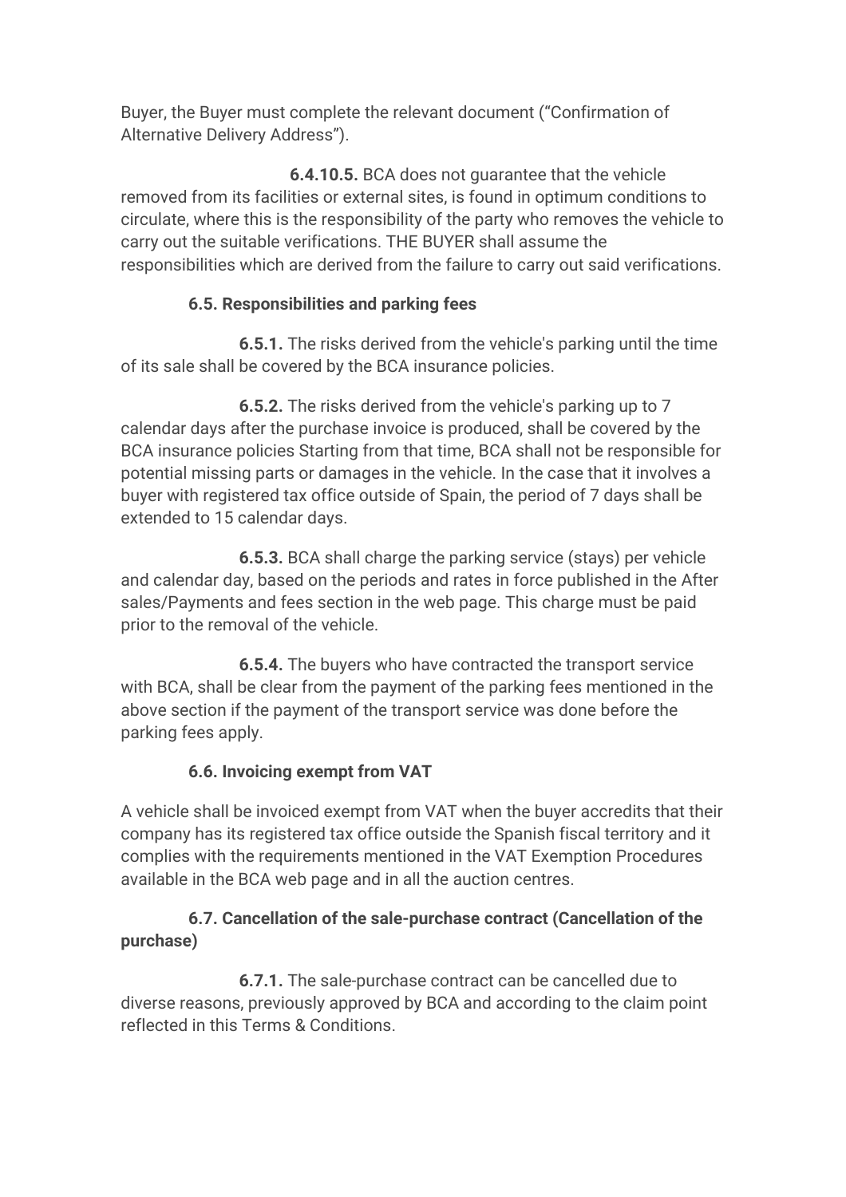Buyer, the Buyer must complete the relevant document ("Confirmation of Alternative Delivery Address").

**6.4.10.5.** BCA does not guarantee that the vehicle removed from its facilities or external sites, is found in optimum conditions to circulate, where this is the responsibility of the party who removes the vehicle to carry out the suitable verifications. THE BUYER shall assume the responsibilities which are derived from the failure to carry out said verifications.

**6.5. Responsibilities and parking fees**

**6.5.1.** The risks derived from the vehicle's parking until the time of its sale shall be covered by the BCA insurance policies.

**6.5.2.** The risks derived from the vehicle's parking up to 7 calendar days after the purchase invoice is produced, shall be covered by the BCA insurance policies Starting from that time, BCA shall not be responsible for potential missing parts or damages in the vehicle. In the case that it involves a buyer with registered tax office outside of Spain, the period of 7 days shall be extended to 15 calendar days.

**6.5.3.** BCA shall charge the parking service (stays) per vehicle and calendar day, based on the periods and rates in force published in the After sales/Payments and fees section in the web page. This charge must be paid prior to the removal of the vehicle.

**6.5.4.** The buyers who have contracted the transport service with BCA, shall be clear from the payment of the parking fees mentioned in the above section if the payment of the transport service was done before the parking fees apply.

**6.6. Invoicing exempt from VAT**

A vehicle shall be invoiced exempt from VAT when the buyer accredits that their company has its registered tax office outside the Spanish fiscal territory and it complies with the requirements mentioned in the VAT Exemption Procedures available in the BCA web page and in all the auction centres.

**6.7. Cancellation of the sale-purchase contract (Cancellation of the purchase)**

**6.7.1.** The sale-purchase contract can be cancelled due to diverse reasons, previously approved by BCA and according to the claim point reflected in this Terms & Conditions.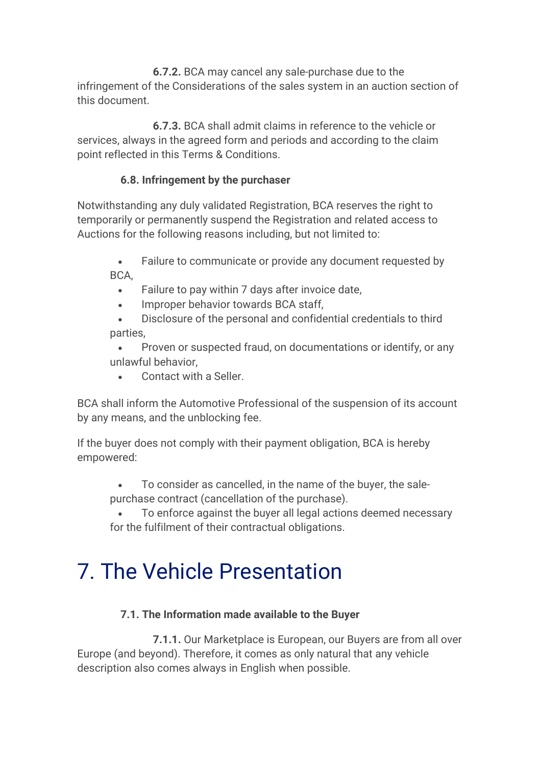**6.7.2.** BCA may cancel any sale-purchase due to the infringement of the Considerations of the sales system in an auction section of this document.

**6.7.3.** BCA shall admit claims in reference to the vehicle or services, always in the agreed form and periods and according to the claim point reflected in this Terms & Conditions.

### 6.8. Infringement by the purchaser

Notwithstanding any duly validated Registration, BCA reserves the right to temporarily or permanently suspend the Registration and related access to Auctions for the following reasons including, but not limited to:

- Failure to communicate or provide any document requested by BCA,
- Failure to pay within 7 days after invoice date,
- Improper behavior towards BCA staff,
- Disclosure of the personal and confidential credentials to third parties,
- Proven or suspected fraud, on documentations or identify, or any unlawful behavior,
- Contact with a Seller.

BCA shall inform the Automotive Professional of the suspension of its account by any means, and the unblocking fee.

If the buyer does not comply with their payment obligation, BCA is hereby empowered:

- To consider as cancelled, in the name of the buyer, the sale-purchase contract (cancellation of the purchase).
- To enforce against the buyer all legal actions deemed necessary for the fulfilment of their contractual obligations.

# 7. The Vehicle Presentation

### 7.1. The Information made available to the Buyer

**7.1.1.** Our Marketplace is European, our Buyers are from all over Europe (and beyond). Therefore, it comes as only natural that any vehicle description also comes always in English when possible.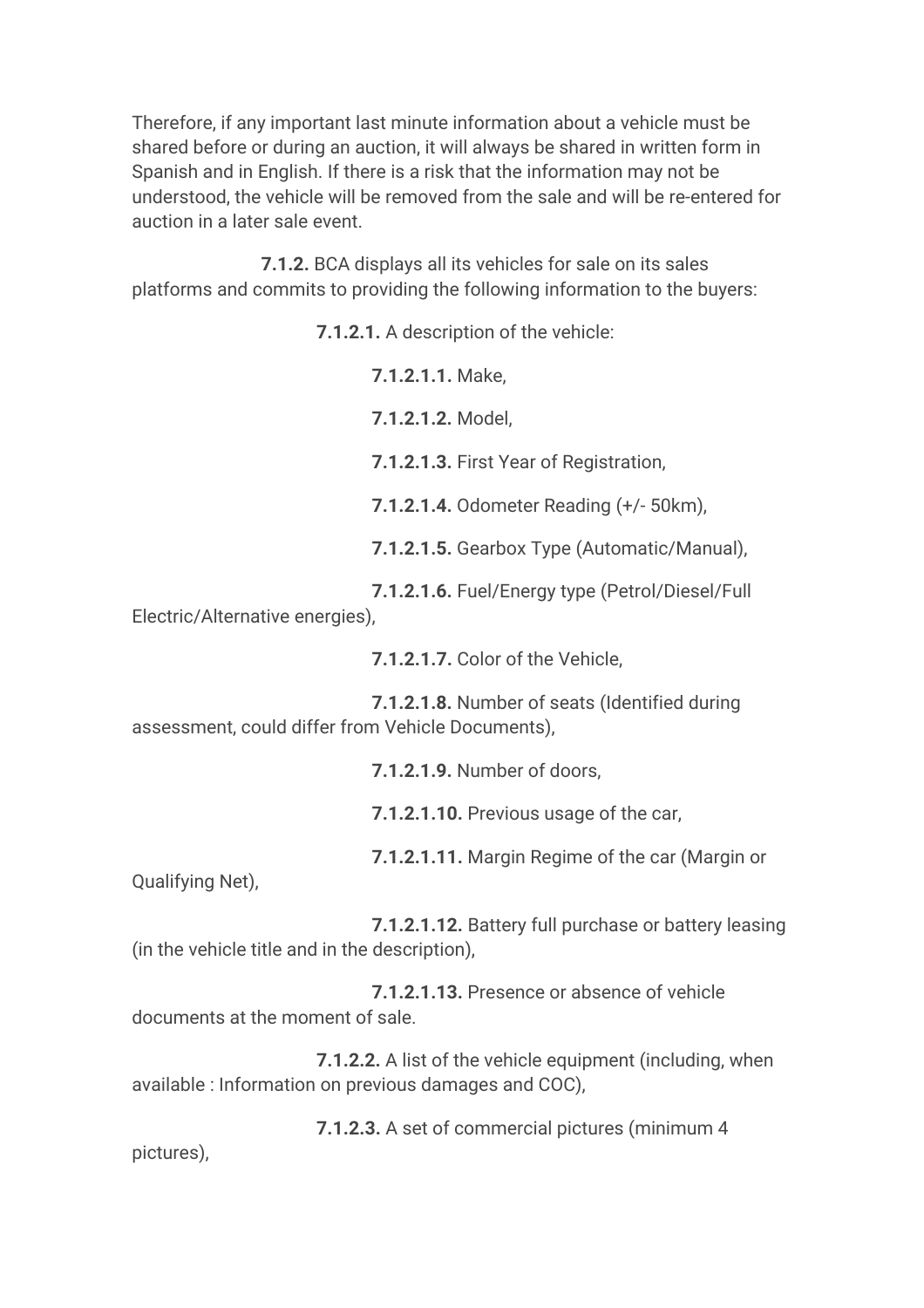Therefore, if any important last minute information about a vehicle must be shared before or during an auction, it will always be shared in written form in Spanish and in English. If there is a risk that the information may not be understood, the vehicle will be removed from the sale and will be re-entered for auction in a later sale event.

**7.1.2.** BCA displays all its vehicles for sale on its sales platforms and commits to providing the following information to the buyers:

**7.1.2.1.** A description of the vehicle:

**7.1.2.1.1.** Make,

**7.1.2.1.2.** Model,

**7.1.2.1.3.** First Year of Registration,

**7.1.2.1.4.** Odometer Reading (+/- 50km),

**7.1.2.1.5.** Gearbox Type (Automatic/Manual),

**7.1.2.1.6.** Fuel/Energy type (Petrol/Diesel/Full Electric/Alternative energies),

**7.1.2.1.7.** Color of the Vehicle,

**7.1.2.1.8.** Number of seats (Identified during assessment, could differ from Vehicle Documents),

**7.1.2.1.9.** Number of doors,

**7.1.2.1.10.** Previous usage of the car,

**7.1.2.1.11.** Margin Regime of the car (Margin or Qualifying Net),

**7.1.2.1.12.** Battery full purchase or battery leasing (in the vehicle title and in the description),

**7.1.2.1.13.** Presence or absence of vehicle documents at the moment of sale.

**7.1.2.2.** A list of the vehicle equipment (including, when available : Information on previous damages and COC),

**7.1.2.3.** A set of commercial pictures (minimum 4 pictures),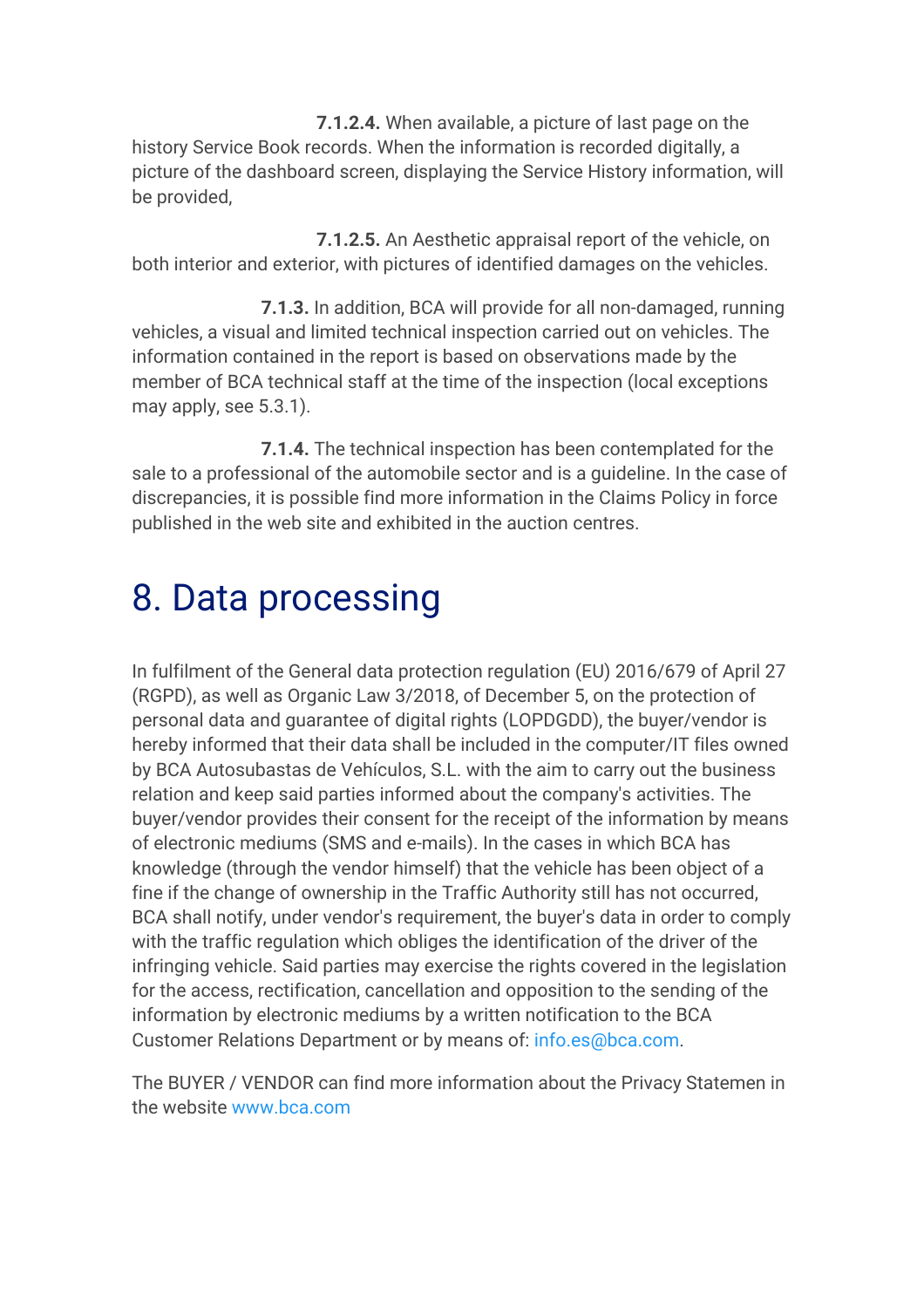**7.1.2.4.** When available, a picture of last page on the history Service Book records. When the information is recorded digitally, a picture of the dashboard screen, displaying the Service History information, will be provided,

**7.1.2.5.** An Aesthetic appraisal report of the vehicle, on both interior and exterior, with pictures of identified damages on the vehicles.

**7.1.3.** In addition, BCA will provide for all non-damaged, running vehicles, a visual and limited technical inspection carried out on vehicles. The information contained in the report is based on observations made by the member of BCA technical staff at the time of the inspection (local exceptions may apply, see 5.3.1).

**7.1.4.** The technical inspection has been contemplated for the sale to a professional of the automobile sector and is a guideline. In the case of discrepancies, it is possible find more information in the Claims Policy in force published in the web site and exhibited in the auction centres.

# 8. Data processing

In fulfilment of the General data protection regulation (EU) 2016/679 of April 27 (RGPD), as well as Organic Law 3/2018, of December 5, on the protection of personal data and guarantee of digital rights (LOPDGDD), the buyer/vendor is hereby informed that their data shall be included in the computer/IT files owned by BCA Autosubastas de Vehículos, S.L. with the aim to carry out the business relation and keep said parties informed about the company's activities. The buyer/vendor provides their consent for the receipt of the information by means of electronic mediums (SMS and e-mails). In the cases in which BCA has knowledge (through the vendor himself) that the vehicle has been object of a fine if the change of ownership in the Traffic Authority still has not occurred, BCA shall notify, under vendor's requirement, the buyer's data in order to comply with the traffic regulation which obliges the identification of the driver of the infringing vehicle. Said parties may exercise the rights covered in the legislation for the access, rectification, cancellation and opposition to the sending of the information by electronic mediums by a written notification to the BCA Customer Relations Department or by means of: info.es@bca.com.

The BUYER / VENDOR can find more information about the Privacy Statemen in the website www.bca.com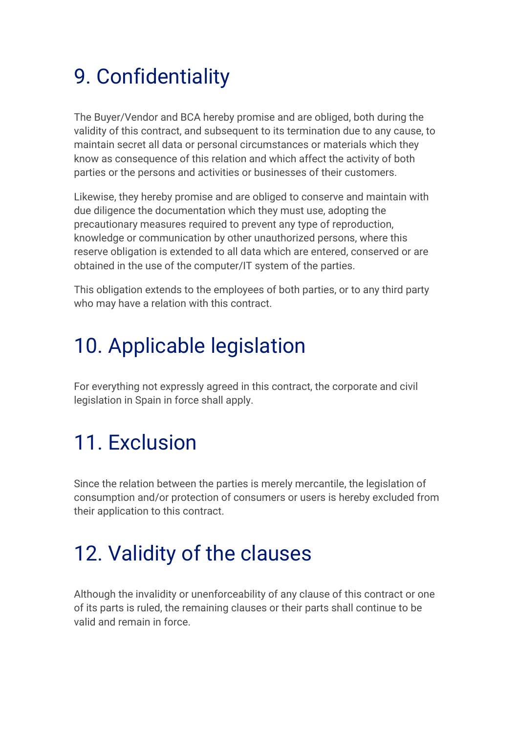# 9. Confidentiality

The Buyer/Vendor and BCA hereby promise and are obliged, both during the validity of this contract, and subsequent to its termination due to any cause, to maintain secret all data or personal circumstances or materials which they know as consequence of this relation and which affect the activity of both parties or the persons and activities or businesses of their customers.

Likewise, they hereby promise and are obliged to conserve and maintain with due diligence the documentation which they must use, adopting the precautionary measures required to prevent any type of reproduction, knowledge or communication by other unauthorized persons, where this reserve obligation is extended to all data which are entered, conserved or are obtained in the use of the computer/IT system of the parties.

This obligation extends to the employees of both parties, or to any third party who may have a relation with this contract.

# 10. Applicable legislation

For everything not expressly agreed in this contract, the corporate and civil legislation in Spain in force shall apply.

# 11. Exclusion

Since the relation between the parties is merely mercantile, the legislation of consumption and/or protection of consumers or users is hereby excluded from their application to this contract.

# 12. Validity of the clauses

Although the invalidity or unenforceability of any clause of this contract or one of its parts is ruled, the remaining clauses or their parts shall continue to be valid and remain in force.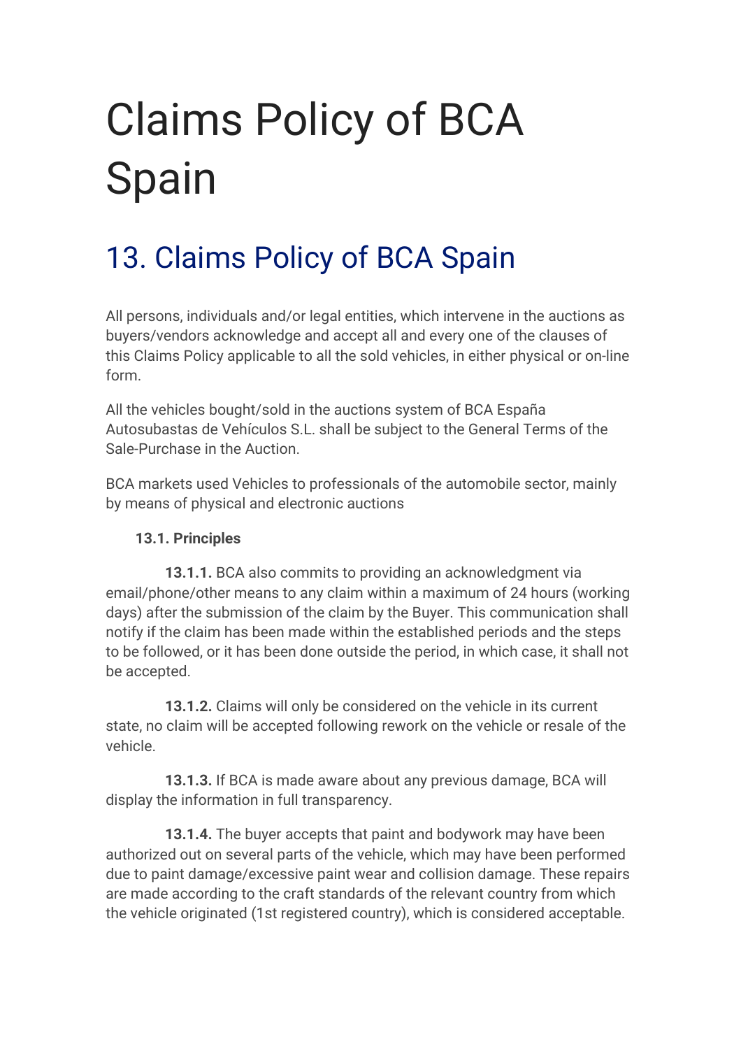# Claims Policy of BCA Spain

## 13. Claims Policy of BCA Spain

All persons, individuals and/or legal entities, which intervene in the auctions as buyers/vendors acknowledge and accept all and every one of the clauses of this Claims Policy applicable to all the sold vehicles, in either physical or on-line form.

All the vehicles bought/sold in the auctions system of BCA España Autosubastas de Vehículos S.L. shall be subject to the General Terms of the Sale-Purchase in the Auction.

BCA markets used Vehicles to professionals of the automobile sector, mainly by means of physical and electronic auctions

**13.1. Principles**

**13.1.1.** BCA also commits to providing an acknowledgment via email/phone/other means to any claim within a maximum of 24 hours (working days) after the submission of the claim by the Buyer. This communication shall notify if the claim has been made within the established periods and the steps to be followed, or it has been done outside the period, in which case, it shall not be accepted.

**13.1.2.** Claims will only be considered on the vehicle in its current state, no claim will be accepted following rework on the vehicle or resale of the vehicle.

**13.1.3.** If BCA is made aware about any previous damage, BCA will display the information in full transparency.

**13.1.4.** The buyer accepts that paint and bodywork may have been authorized out on several parts of the vehicle, which may have been performed due to paint damage/excessive paint wear and collision damage. These repairs are made according to the craft standards of the relevant country from which the vehicle originated (1st registered country), which is considered acceptable.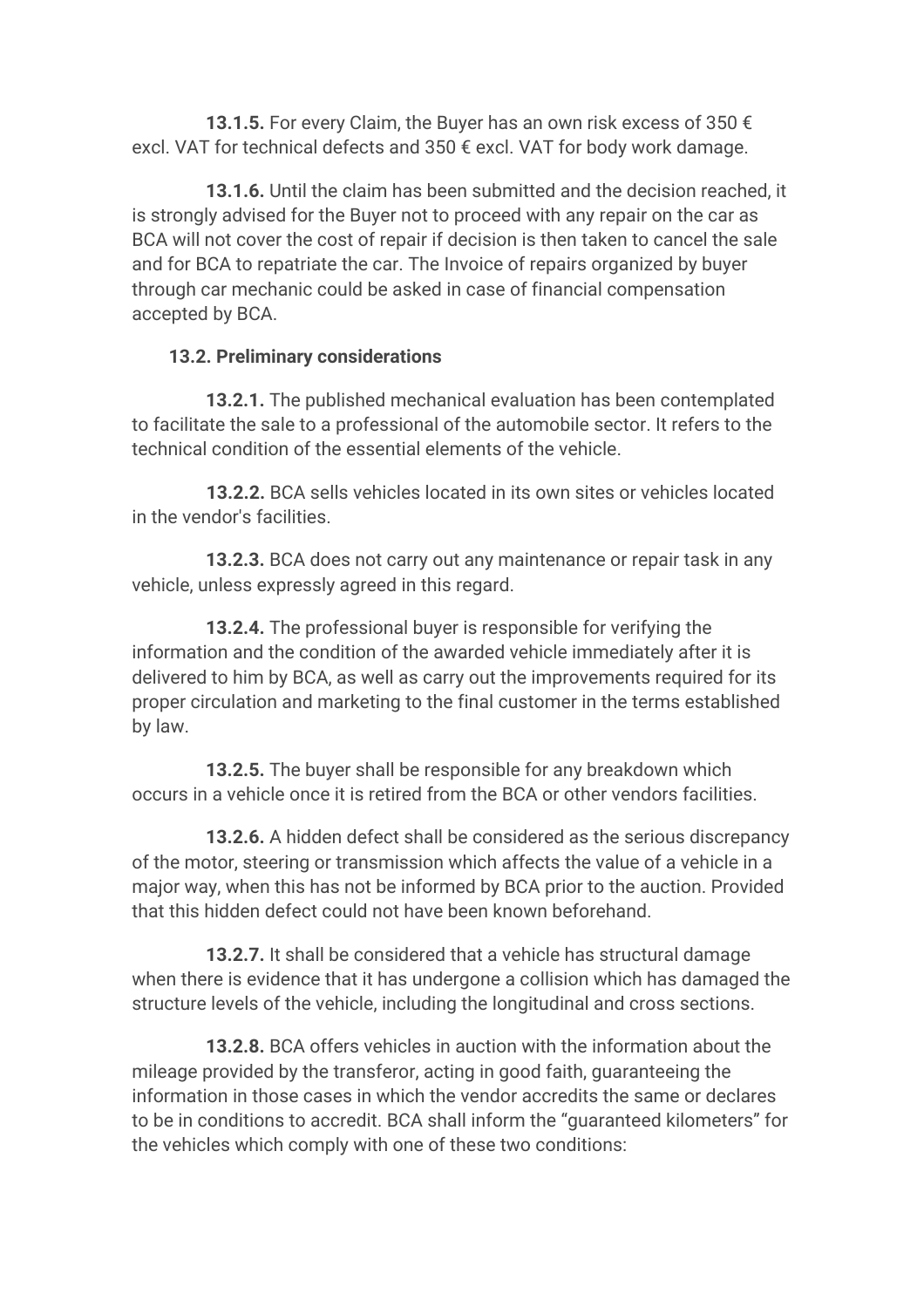**13.1.5.** For every Claim, the Buyer has an own risk excess of 350 € excl. VAT for technical defects and 350 € excl. VAT for body work damage.

**13.1.6.** Until the claim has been submitted and the decision reached, it is strongly advised for the Buyer not to proceed with any repair on the car as BCA will not cover the cost of repair if decision is then taken to cancel the sale and for BCA to repatriate the car. The Invoice of repairs organized by buyer through car mechanic could be asked in case of financial compensation accepted by BCA.

### 13.2. Preliminary considerations

**13.2.1.** The published mechanical evaluation has been contemplated to facilitate the sale to a professional of the automobile sector. It refers to the technical condition of the essential elements of the vehicle.

**13.2.2.** BCA sells vehicles located in its own sites or vehicles located in the vendor's facilities.

**13.2.3.** BCA does not carry out any maintenance or repair task in any vehicle, unless expressly agreed in this regard.

**13.2.4.** The professional buyer is responsible for verifying the information and the condition of the awarded vehicle immediately after it is delivered to him by BCA, as well as carry out the improvements required for its proper circulation and marketing to the final customer in the terms established by law.

**13.2.5.** The buyer shall be responsible for any breakdown which occurs in a vehicle once it is retired from the BCA or other vendors facilities.

**13.2.6.** A hidden defect shall be considered as the serious discrepancy of the motor, steering or transmission which affects the value of a vehicle in a major way, when this has not be informed by BCA prior to the auction. Provided that this hidden defect could not have been known beforehand.

**13.2.7.** It shall be considered that a vehicle has structural damage when there is evidence that it has undergone a collision which has damaged the structure levels of the vehicle, including the longitudinal and cross sections.

**13.2.8.** BCA offers vehicles in auction with the information about the mileage provided by the transferor, acting in good faith, guaranteeing the information in those cases in which the vendor accredits the same or declares to be in conditions to accredit. BCA shall inform the "guaranteed kilometers" for the vehicles which comply with one of these two conditions: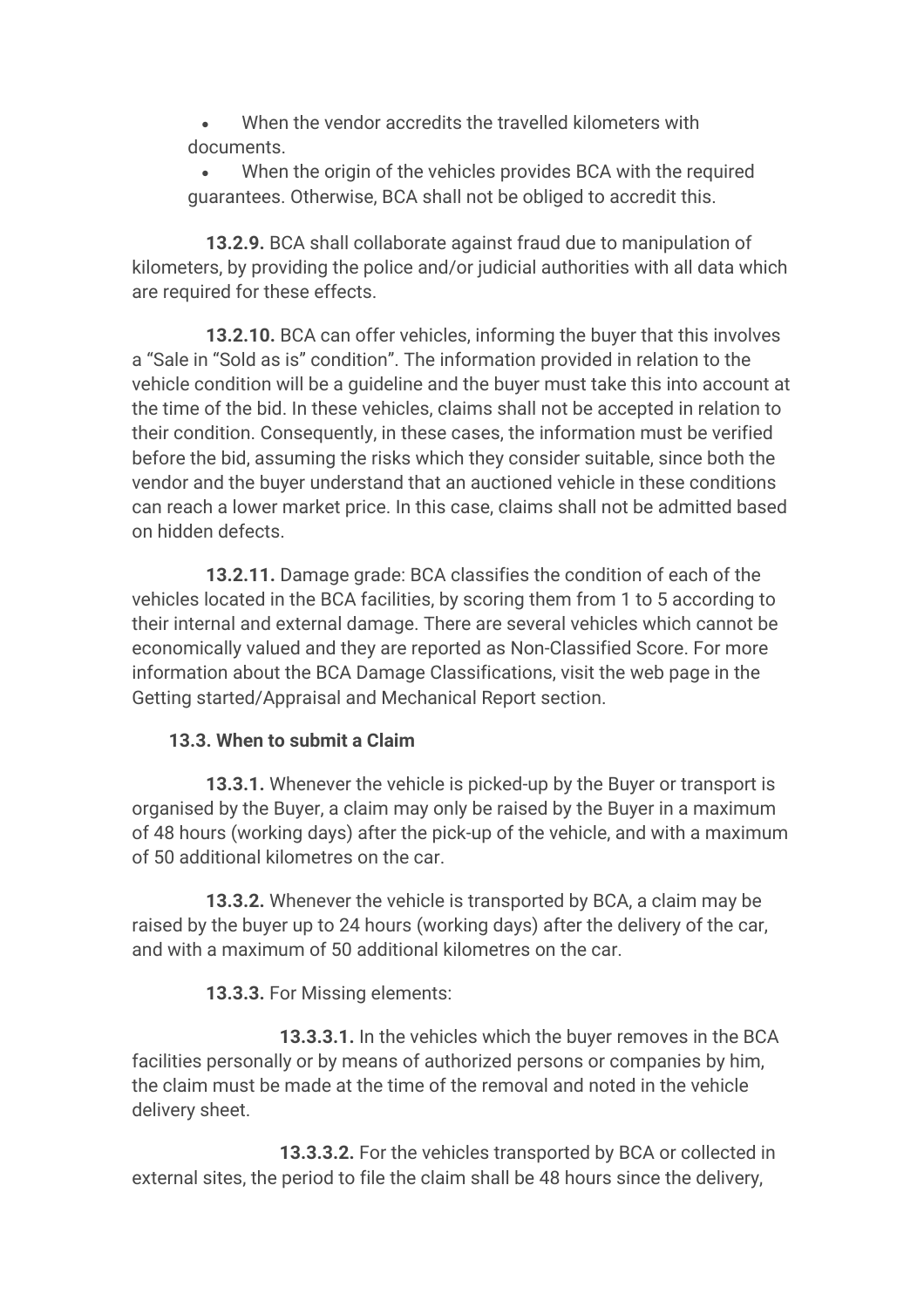- When the vendor accredits the travelled kilometers with documents.
- When the origin of the vehicles provides BCA with the required guarantees. Otherwise, BCA shall not be obliged to accredit this.

**13.2.9.** BCA shall collaborate against fraud due to manipulation of kilometers, by providing the police and/or judicial authorities with all data which are required for these effects.

**13.2.10.** BCA can offer vehicles, informing the buyer that this involves a "Sale in "Sold as is" condition". The information provided in relation to the vehicle condition will be a guideline and the buyer must take this into account at the time of the bid. In these vehicles, claims shall not be accepted in relation to their condition. Consequently, in these cases, the information must be verified before the bid, assuming the risks which they consider suitable, since both the vendor and the buyer understand that an auctioned vehicle in these conditions can reach a lower market price. In this case, claims shall not be admitted based on hidden defects.

**13.2.11.** Damage grade: BCA classifies the condition of each of the vehicles located in the BCA facilities, by scoring them from 1 to 5 according to their internal and external damage. There are several vehicles which cannot be economically valued and they are reported as Non-Classified Score. For more information about the BCA Damage Classifications, visit the web page in the Getting started/Appraisal and Mechanical Report section.

### 13.3. When to submit a Claim

**13.3.1.** Whenever the vehicle is picked-up by the Buyer or transport is organised by the Buyer, a claim may only be raised by the Buyer in a maximum of 48 hours (working days) after the pick-up of the vehicle, and with a maximum of 50 additional kilometres on the car.

**13.3.2.** Whenever the vehicle is transported by BCA, a claim may be raised by the buyer up to 24 hours (working days) after the delivery of the car, and with a maximum of 50 additional kilometres on the car.

**13.3.3.** For Missing elements:

**13.3.3.1.** In the vehicles which the buyer removes in the BCA facilities personally or by means of authorized persons or companies by him, the claim must be made at the time of the removal and noted in the vehicle delivery sheet.

**13.3.3.2.** For the vehicles transported by BCA or collected in external sites, the period to file the claim shall be 48 hours since the delivery,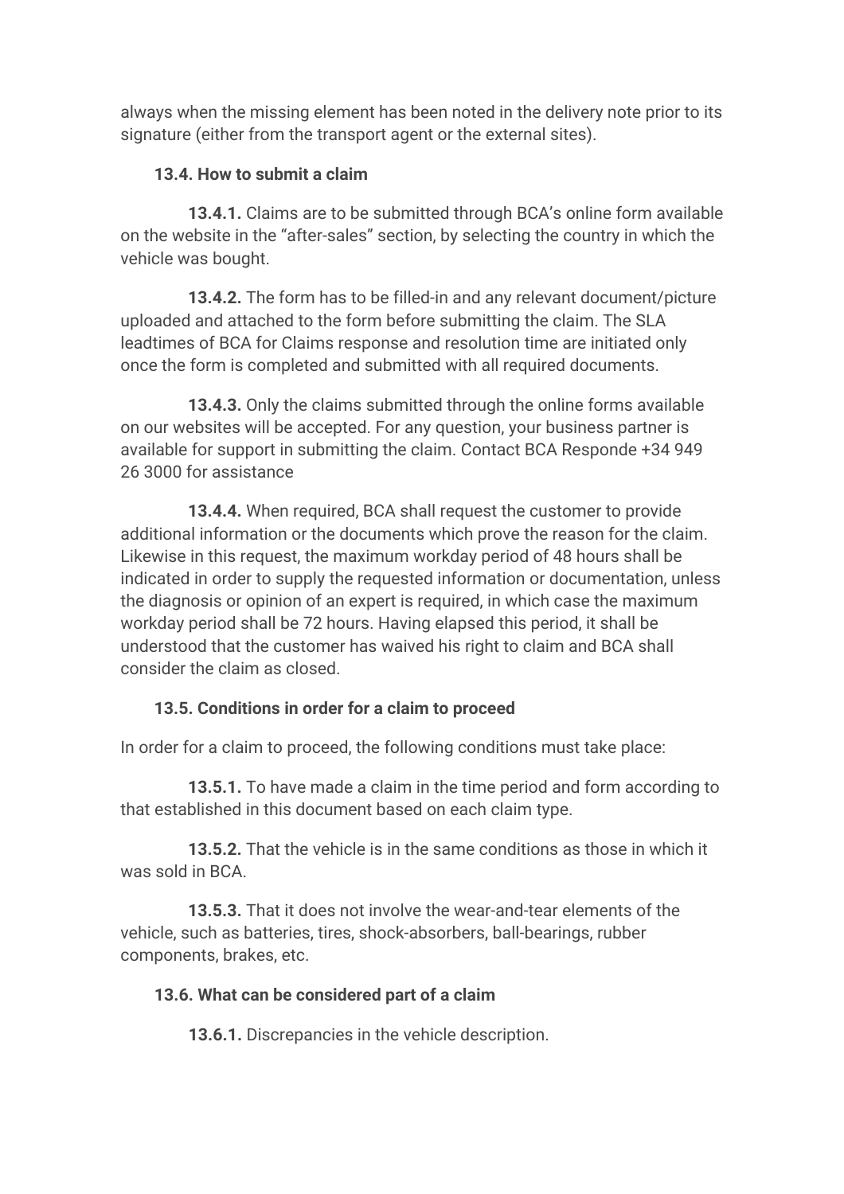always when the missing element has been noted in the delivery note prior to its signature (either from the transport agent or the external sites).

### 13.4. How to submit a claim

**13.4.1.** Claims are to be submitted through BCA's online form available on the website in the "after-sales" section, by selecting the country in which the vehicle was bought.

**13.4.2.** The form has to be filled-in and any relevant document/picture uploaded and attached to the form before submitting the claim. The SLA leadtimes of BCA for Claims response and resolution time are initiated only once the form is completed and submitted with all required documents.

**13.4.3.** Only the claims submitted through the online forms available on our websites will be accepted. For any question, your business partner is available for support in submitting the claim. Contact BCA Responde +34 949 26 3000 for assistance

**13.4.4.** When required, BCA shall request the customer to provide additional information or the documents which prove the reason for the claim. Likewise in this request, the maximum workday period of 48 hours shall be indicated in order to supply the requested information or documentation, unless the diagnosis or opinion of an expert is required, in which case the maximum workday period shall be 72 hours. Having elapsed this period, it shall be understood that the customer has waived his right to claim and BCA shall consider the claim as closed.

### 13.5. Conditions in order for a claim to proceed

In order for a claim to proceed, the following conditions must take place:

**13.5.1.** To have made a claim in the time period and form according to that established in this document based on each claim type.

**13.5.2.** That the vehicle is in the same conditions as those in which it was sold in BCA.

**13.5.3.** That it does not involve the wear-and-tear elements of the vehicle, such as batteries, tires, shock-absorbers, ball-bearings, rubber components, brakes, etc.

### 13.6. What can be considered part of a claim

**13.6.1.** Discrepancies in the vehicle description.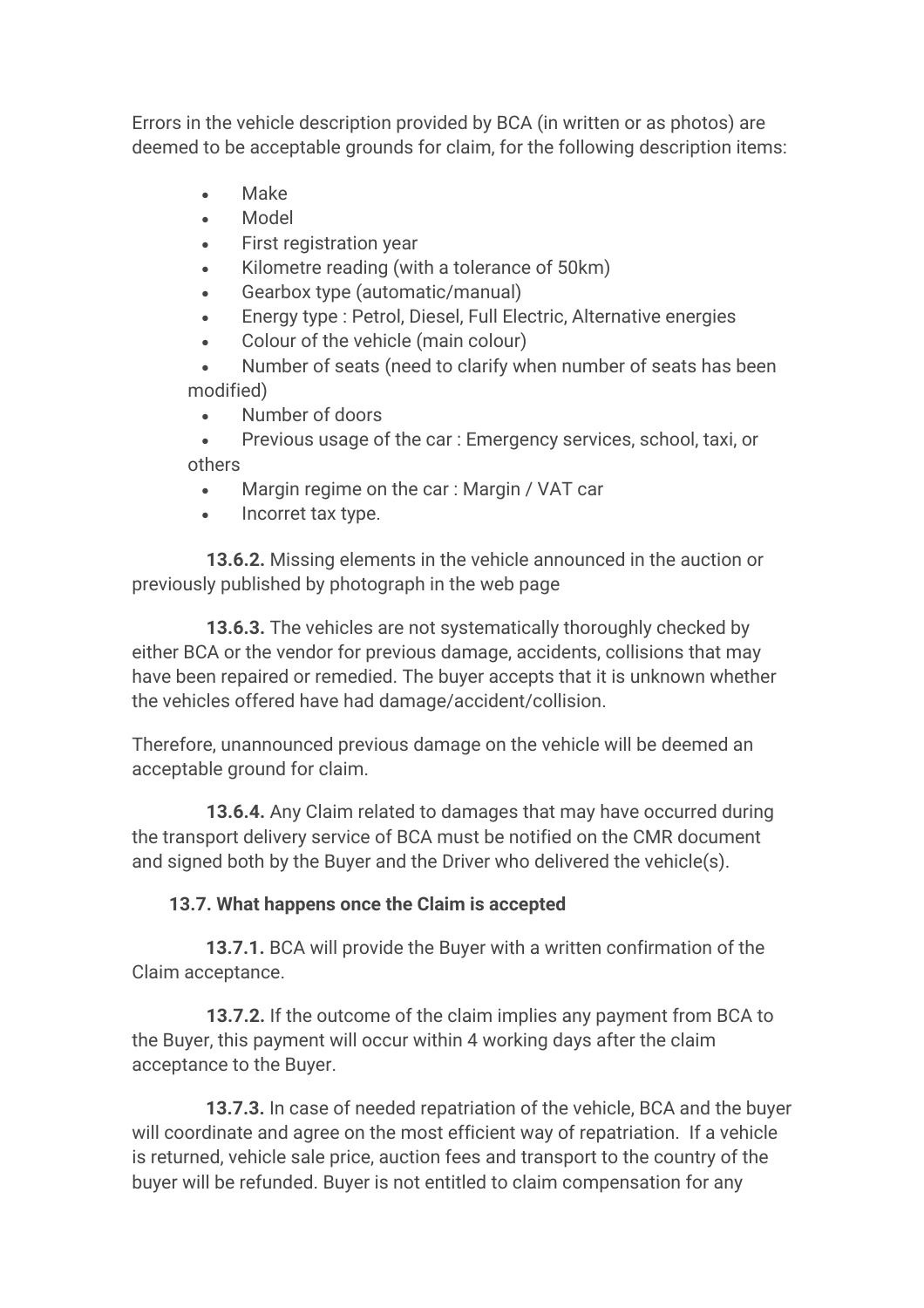Errors in the vehicle description provided by BCA (in written or as photos) are deemed to be acceptable grounds for claim, for the following description items:

- Make
- Model
- First registration year
- Kilometre reading (with a tolerance of 50km)
- Gearbox type (automatic/manual)
- Energy type : Petrol, Diesel, Full Electric, Alternative energies
- Colour of the vehicle (main colour)
- Number of seats (need to clarify when number of seats has been modified)
- Number of doors
- Previous usage of the car : Emergency services, school, taxi, or others
- Margin regime on the car : Margin / VAT car
- Incorret tax type.

**13.6.2.** Missing elements in the vehicle announced in the auction or previously published by photograph in the web page

**13.6.3.** The vehicles are not systematically thoroughly checked by either BCA or the vendor for previous damage, accidents, collisions that may have been repaired or remedied. The buyer accepts that it is unknown whether the vehicles offered have had damage/accident/collision.

Therefore, unannounced previous damage on the vehicle will be deemed an acceptable ground for claim.

**13.6.4.** Any Claim related to damages that may have occurred during the transport delivery service of BCA must be notified on the CMR document and signed both by the Buyer and the Driver who delivered the vehicle(s).

### 13.7. What happens once the Claim is accepted

**13.7.1.** BCA will provide the Buyer with a written confirmation of the Claim acceptance.

**13.7.2.** If the outcome of the claim implies any payment from BCA to the Buyer, this payment will occur within 4 working days after the claim acceptance to the Buyer.

**13.7.3.** In case of needed repatriation of the vehicle, BCA and the buyer will coordinate and agree on the most efficient way of repatriation. If a vehicle is returned, vehicle sale price, auction fees and transport to the country of the buyer will be refunded. Buyer is not entitled to claim compensation for any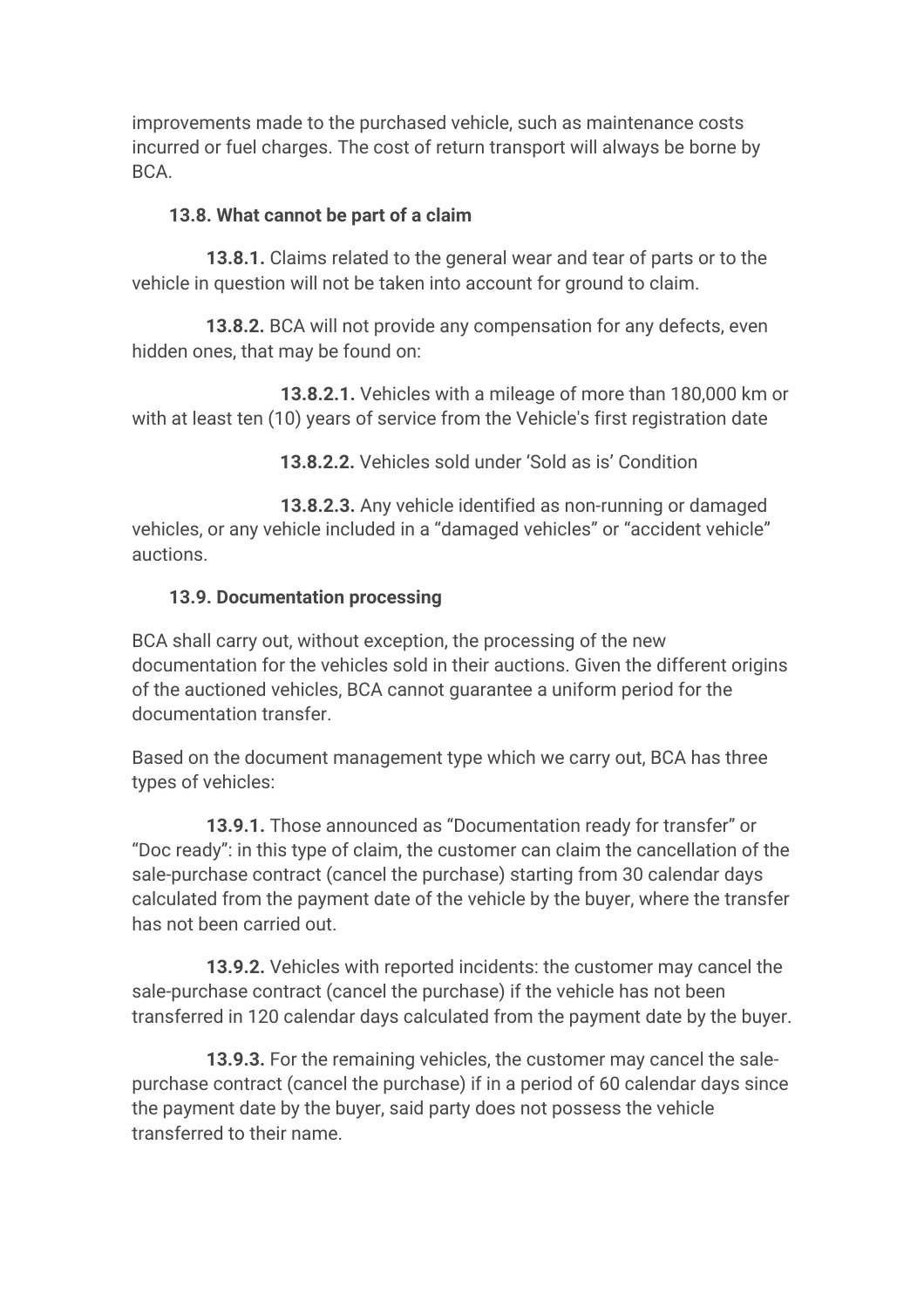improvements made to the purchased vehicle, such as maintenance costs incurred or fuel charges. The cost of return transport will always be borne by BCA.

### 13.8. What cannot be part of a claim

**13.8.1.** Claims related to the general wear and tear of parts or to the vehicle in question will not be taken into account for ground to claim.

**13.8.2.** BCA will not provide any compensation for any defects, even hidden ones, that may be found on:

**13.8.2.1.** Vehicles with a mileage of more than 180,000 km or with at least ten (10) years of service from the Vehicle's first registration date

**13.8.2.2.** Vehicles sold under 'Sold as is' Condition

**13.8.2.3.** Any vehicle identified as non-running or damaged vehicles, or any vehicle included in a "damaged vehicles" or "accident vehicle" auctions.

### 13.9. Documentation processing

BCA shall carry out, without exception, the processing of the new documentation for the vehicles sold in their auctions. Given the different origins of the auctioned vehicles, BCA cannot guarantee a uniform period for the documentation transfer.

Based on the document management type which we carry out, BCA has three types of vehicles:

**13.9.1.** Those announced as "Documentation ready for transfer" or "Doc ready": in this type of claim, the customer can claim the cancellation of the sale-purchase contract (cancel the purchase) starting from 30 calendar days calculated from the payment date of the vehicle by the buyer, where the transfer has not been carried out.

**13.9.2.** Vehicles with reported incidents: the customer may cancel the sale-purchase contract (cancel the purchase) if the vehicle has not been transferred in 120 calendar days calculated from the payment date by the buyer.

**13.9.3.** For the remaining vehicles, the customer may cancel the sale-purchase contract (cancel the purchase) if in a period of 60 calendar days since the payment date by the buyer, said party does not possess the vehicle transferred to their name.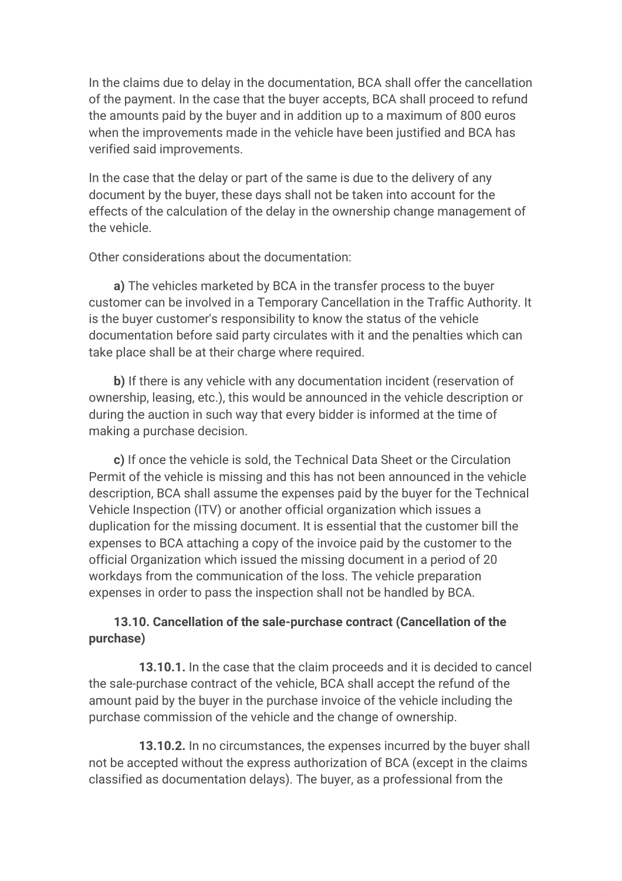In the claims due to delay in the documentation, BCA shall offer the cancellation of the payment. In the case that the buyer accepts, BCA shall proceed to refund the amounts paid by the buyer and in addition up to a maximum of 800 euros when the improvements made in the vehicle have been justified and BCA has verified said improvements.

In the case that the delay or part of the same is due to the delivery of any document by the buyer, these days shall not be taken into account for the effects of the calculation of the delay in the ownership change management of the vehicle.

Other considerations about the documentation:

**a)** The vehicles marketed by BCA in the transfer process to the buyer customer can be involved in a Temporary Cancellation in the Traffic Authority. It is the buyer customer's responsibility to know the status of the vehicle documentation before said party circulates with it and the penalties which can take place shall be at their charge where required.

**b)** If there is any vehicle with any documentation incident (reservation of ownership, leasing, etc.), this would be announced in the vehicle description or during the auction in such way that every bidder is informed at the time of making a purchase decision.

**c)** If once the vehicle is sold, the Technical Data Sheet or the Circulation Permit of the vehicle is missing and this has not been announced in the vehicle description, BCA shall assume the expenses paid by the buyer for the Technical Vehicle Inspection (ITV) or another official organization which issues a duplication for the missing document. It is essential that the customer bill the expenses to BCA attaching a copy of the invoice paid by the customer to the official Organization which issued the missing document in a period of 20 workdays from the communication of the loss. The vehicle preparation expenses in order to pass the inspection shall not be handled by BCA.

### 13.10. Cancellation of the sale-purchase contract (Cancellation of the purchase)

**13.10.1.** In the case that the claim proceeds and it is decided to cancel the sale-purchase contract of the vehicle, BCA shall accept the refund of the amount paid by the buyer in the purchase invoice of the vehicle including the purchase commission of the vehicle and the change of ownership.

**13.10.2.** In no circumstances, the expenses incurred by the buyer shall not be accepted without the express authorization of BCA (except in the claims classified as documentation delays). The buyer, as a professional from the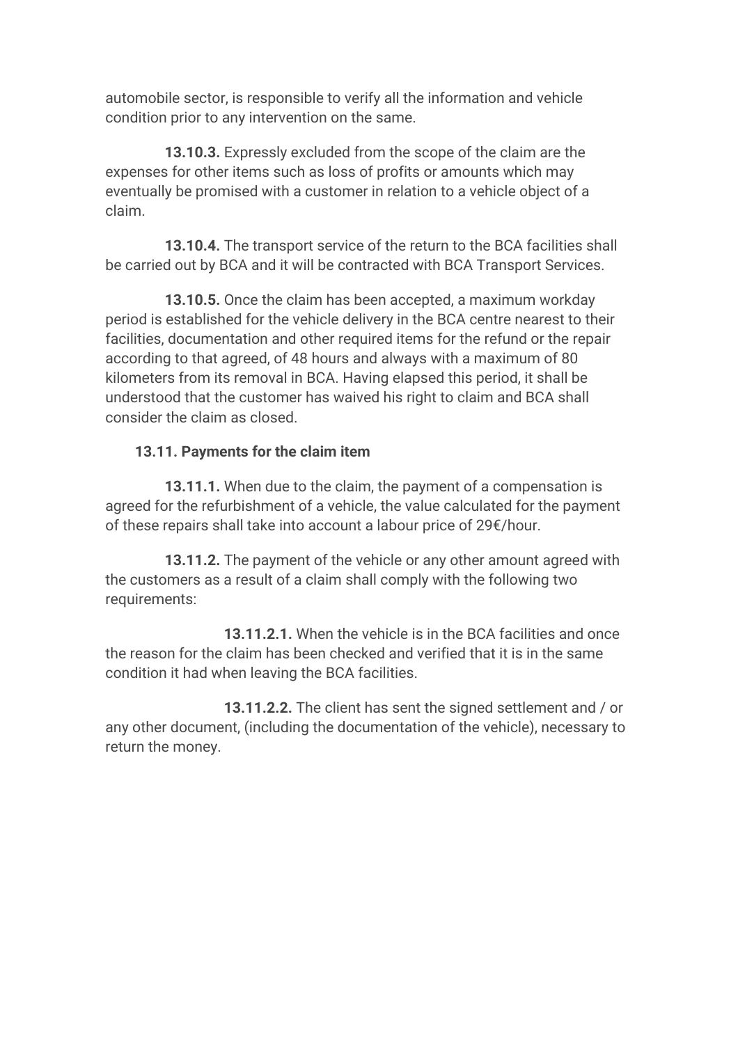automobile sector, is responsible to verify all the information and vehicle condition prior to any intervention on the same.

**13.10.3.** Expressly excluded from the scope of the claim are the expenses for other items such as loss of profits or amounts which may eventually be promised with a customer in relation to a vehicle object of a claim.

**13.10.4.** The transport service of the return to the BCA facilities shall be carried out by BCA and it will be contracted with BCA Transport Services.

**13.10.5.** Once the claim has been accepted, a maximum workday period is established for the vehicle delivery in the BCA centre nearest to their facilities, documentation and other required items for the refund or the repair according to that agreed, of 48 hours and always with a maximum of 80 kilometers from its removal in BCA. Having elapsed this period, it shall be understood that the customer has waived his right to claim and BCA shall consider the claim as closed.

**13.11. Payments for the claim item**

**13.11.1.** When due to the claim, the payment of a compensation is agreed for the refurbishment of a vehicle, the value calculated for the payment of these repairs shall take into account a labour price of 29€/hour.

**13.11.2.** The payment of the vehicle or any other amount agreed with the customers as a result of a claim shall comply with the following two requirements:

**13.11.2.1.** When the vehicle is in the BCA facilities and once the reason for the claim has been checked and verified that it is in the same condition it had when leaving the BCA facilities.

**13.11.2.2.** The client has sent the signed settlement and / or any other document, (including the documentation of the vehicle), necessary to return the money.